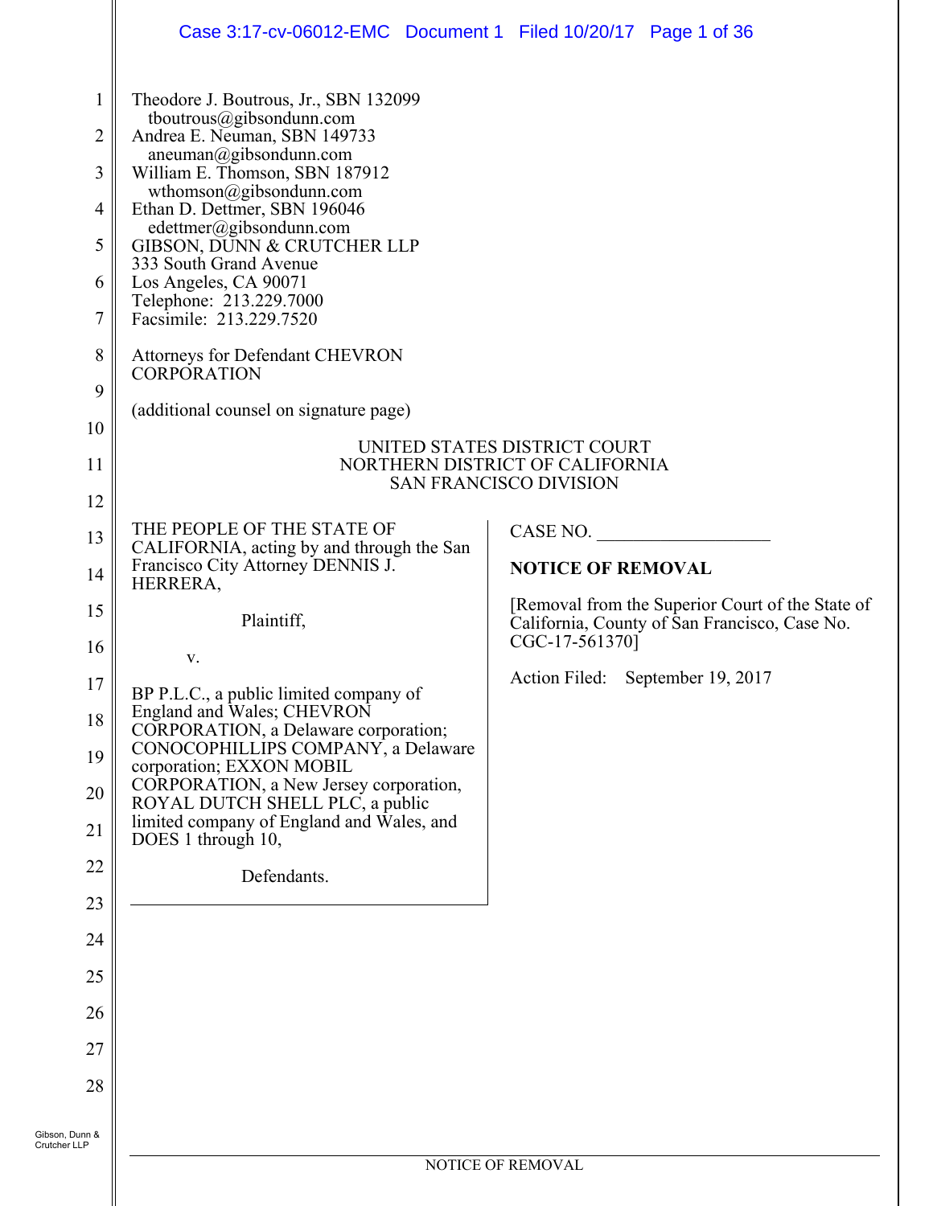Theodore J. Boutrous, Jr., SBN 132099
tboutrous@gibsondunn.com
Andrea E. Neuman, SBN 149733
aneuman@gibsondunn.com
William E. Thomson, SBN 187912
wthomson@gibsondunn.com
Ethan D. Dettmer, SBN 196046
edettmer@gibsondunn.com
GIBSON, DUNN & CRUTCHER LLP
333 South Grand Avenue
Los Angeles, CA 90071
Telephone: 213.229.7000
Facsimile: 213.229.7520

Attorneys for Defendant CHEVRON CORPORATION

(additional counsel on signature page)

UNITED STATES DISTRICT COURT
NORTHERN DISTRICT OF CALIFORNIA
SAN FRANCISCO DIVISION

THE PEOPLE OF THE STATE OF CALIFORNIA, acting by and through the San Francisco City Attorney DENNIS J. HERRERA,

Plaintiff,

v.

BP P.L.C., a public limited company of England and Wales; CHEVRON CORPORATION, a Delaware corporation; CONOCOPHILLIPS COMPANY, a Delaware corporation; EXXON MOBIL CORPORATION, a New Jersey corporation, ROYAL DUTCH SHELL PLC, a public limited company of England and Wales, and DOES 1 through 10,

Defendants.

CASE NO. ___________________

**NOTICE OF REMOVAL**

[Removal from the Superior Court of the State of California, County of San Francisco, Case No. CGC-17-561370]

Action Filed: September 19, 2017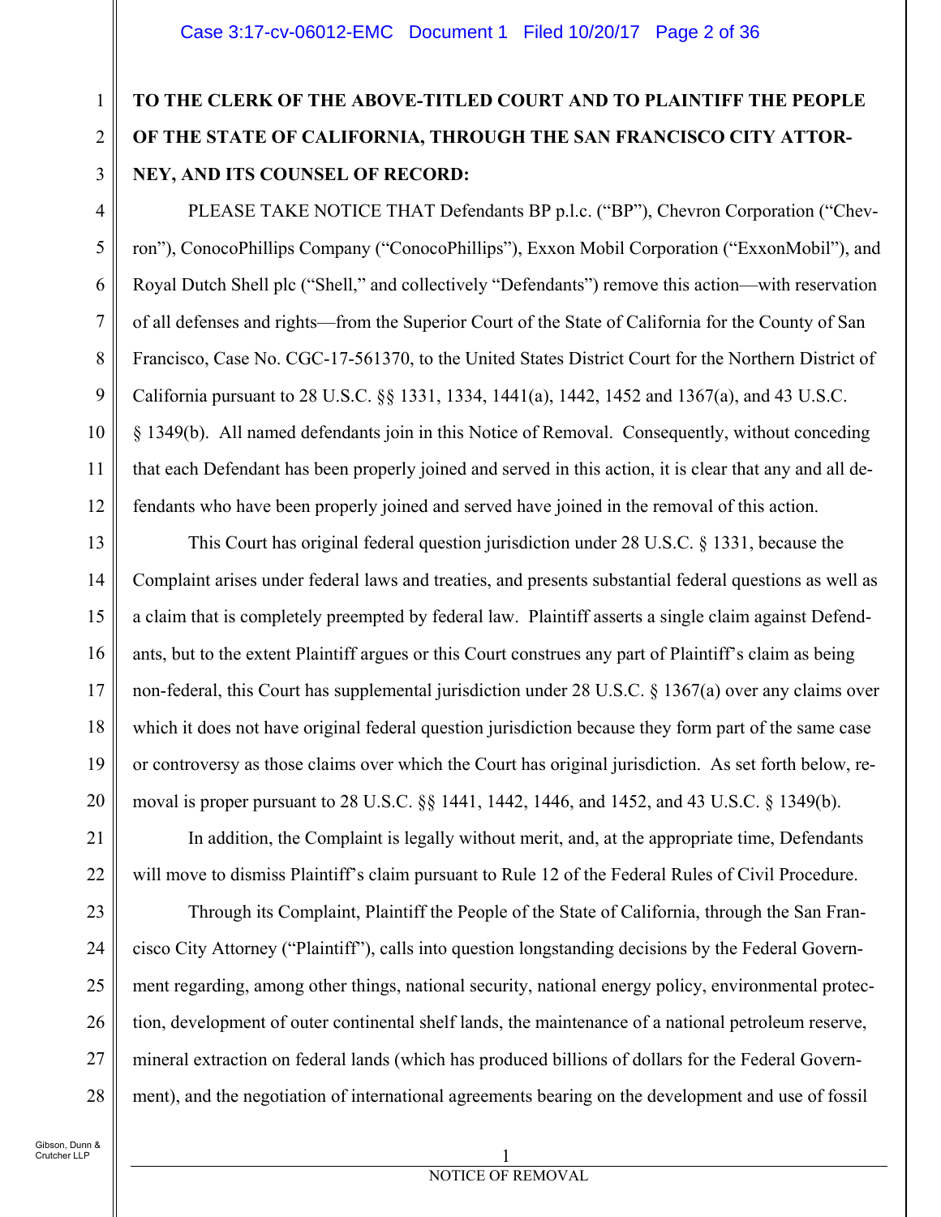**TO THE CLERK OF THE ABOVE-TITLED COURT AND TO PLAINTIFF THE PEOPLE OF THE STATE OF CALIFORNIA, THROUGH THE SAN FRANCISCO CITY ATTORNEY, AND ITS COUNSEL OF RECORD:**

PLEASE TAKE NOTICE THAT Defendants BP p.l.c. ("BP"), Chevron Corporation ("Chevron"), ConocoPhillips Company ("ConocoPhillips"), Exxon Mobil Corporation ("ExxonMobil"), and Royal Dutch Shell plc ("Shell," and collectively "Defendants") remove this action—with reservation of all defenses and rights—from the Superior Court of the State of California for the County of San Francisco, Case No. CGC-17-561370, to the United States District Court for the Northern District of California pursuant to 28 U.S.C. §§ 1331, 1334, 1441(a), 1442, 1452 and 1367(a), and 43 U.S.C. § 1349(b). All named defendants join in this Notice of Removal. Consequently, without conceding that each Defendant has been properly joined and served in this action, it is clear that any and all defendants who have been properly joined and served have joined in the removal of this action.

This Court has original federal question jurisdiction under 28 U.S.C. § 1331, because the Complaint arises under federal laws and treaties, and presents substantial federal questions as well as a claim that is completely preempted by federal law. Plaintiff asserts a single claim against Defendants, but to the extent Plaintiff argues or this Court construes any part of Plaintiff's claim as being non-federal, this Court has supplemental jurisdiction under 28 U.S.C. § 1367(a) over any claims over which it does not have original federal question jurisdiction because they form part of the same case or controversy as those claims over which the Court has original jurisdiction. As set forth below, removal is proper pursuant to 28 U.S.C. §§ 1441, 1442, 1446, and 1452, and 43 U.S.C. § 1349(b).

In addition, the Complaint is legally without merit, and, at the appropriate time, Defendants will move to dismiss Plaintiff's claim pursuant to Rule 12 of the Federal Rules of Civil Procedure.

Through its Complaint, Plaintiff the People of the State of California, through the San Francisco City Attorney ("Plaintiff"), calls into question longstanding decisions by the Federal Government regarding, among other things, national security, national energy policy, environmental protection, development of outer continental shelf lands, the maintenance of a national petroleum reserve, mineral extraction on federal lands (which has produced billions of dollars for the Federal Government), and the negotiation of international agreements bearing on the development and use of fossil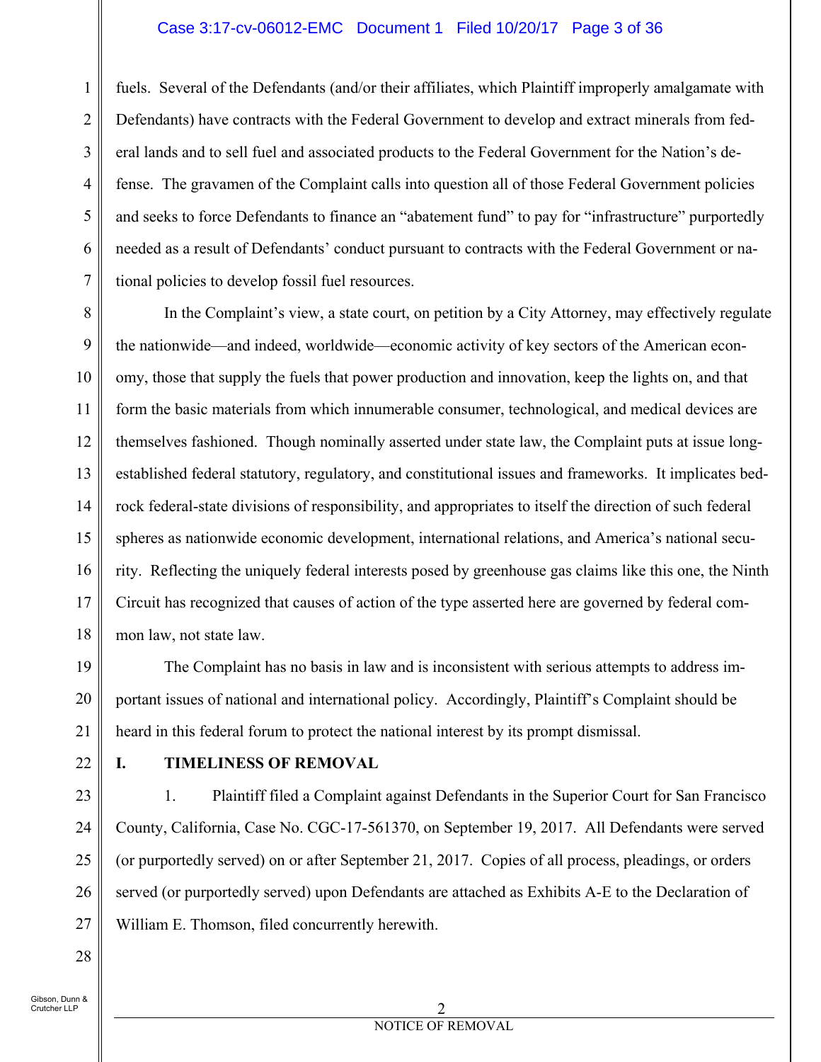fuels. Several of the Defendants (and/or their affiliates, which Plaintiff improperly amalgamate with Defendants) have contracts with the Federal Government to develop and extract minerals from federal lands and to sell fuel and associated products to the Federal Government for the Nation's defense. The gravamen of the Complaint calls into question all of those Federal Government policies and seeks to force Defendants to finance an "abatement fund" to pay for "infrastructure" purportedly needed as a result of Defendants' conduct pursuant to contracts with the Federal Government or national policies to develop fossil fuel resources.

In the Complaint's view, a state court, on petition by a City Attorney, may effectively regulate the nationwide—and indeed, worldwide—economic activity of key sectors of the American economy, those that supply the fuels that power production and innovation, keep the lights on, and that form the basic materials from which innumerable consumer, technological, and medical devices are themselves fashioned. Though nominally asserted under state law, the Complaint puts at issue long-established federal statutory, regulatory, and constitutional issues and frameworks. It implicates bedrock federal-state divisions of responsibility, and appropriates to itself the direction of such federal spheres as nationwide economic development, international relations, and America's national security. Reflecting the uniquely federal interests posed by greenhouse gas claims like this one, the Ninth Circuit has recognized that causes of action of the type asserted here are governed by federal common law, not state law.

The Complaint has no basis in law and is inconsistent with serious attempts to address important issues of national and international policy. Accordingly, Plaintiff's Complaint should be heard in this federal forum to protect the national interest by its prompt dismissal.

## I. TIMELINESS OF REMOVAL

1. Plaintiff filed a Complaint against Defendants in the Superior Court for San Francisco County, California, Case No. CGC-17-561370, on September 19, 2017. All Defendants were served (or purportedly served) on or after September 21, 2017. Copies of all process, pleadings, or orders served (or purportedly served) upon Defendants are attached as Exhibits A-E to the Declaration of William E. Thomson, filed concurrently herewith.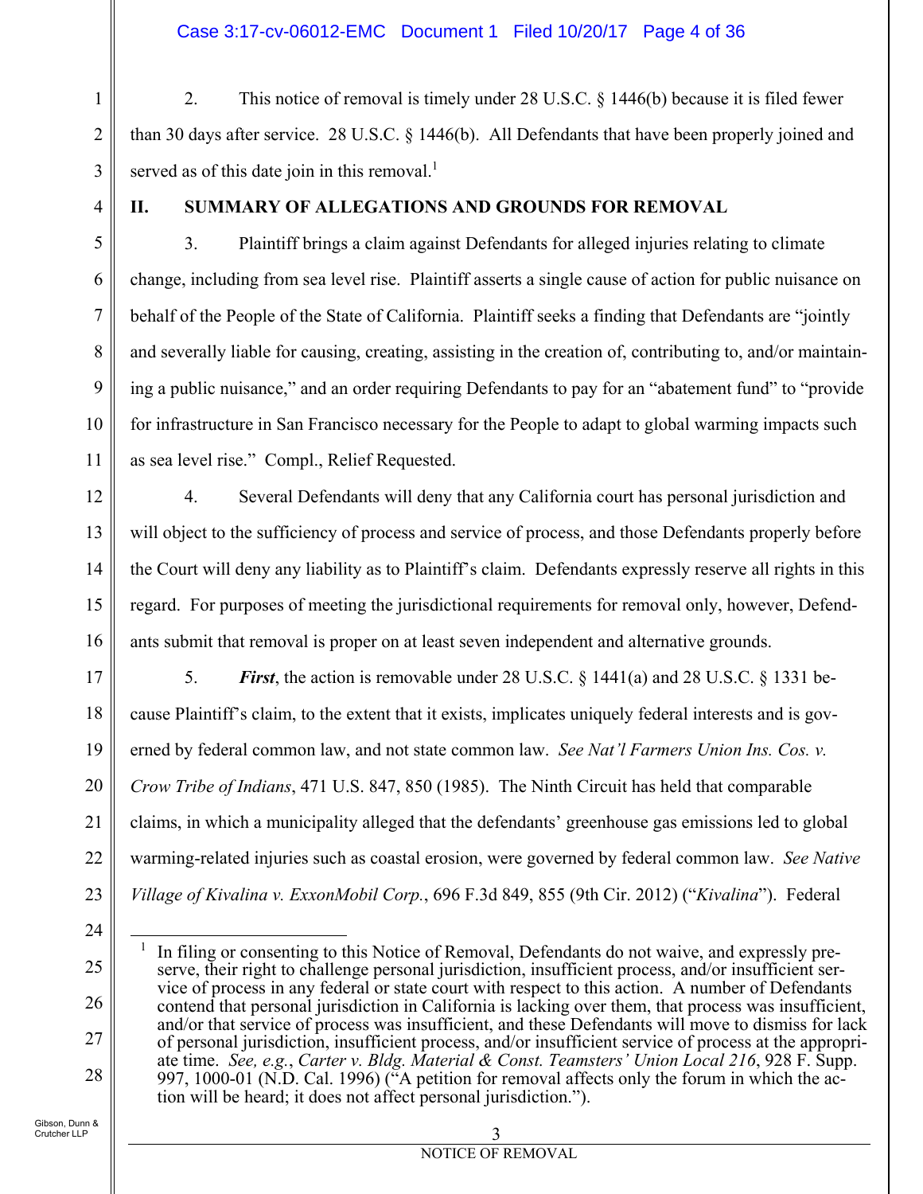2. This notice of removal is timely under 28 U.S.C. § 1446(b) because it is filed fewer than 30 days after service. 28 U.S.C. § 1446(b). All Defendants that have been properly joined and served as of this date join in this removal.[1]

## II. SUMMARY OF ALLEGATIONS AND GROUNDS FOR REMOVAL

3. Plaintiff brings a claim against Defendants for alleged injuries relating to climate change, including from sea level rise. Plaintiff asserts a single cause of action for public nuisance on behalf of the People of the State of California. Plaintiff seeks a finding that Defendants are "jointly and severally liable for causing, creating, assisting in the creation of, contributing to, and/or maintaining a public nuisance," and an order requiring Defendants to pay for an "abatement fund" to "provide for infrastructure in San Francisco necessary for the People to adapt to global warming impacts such as sea level rise." Compl., Relief Requested.

4. Several Defendants will deny that any California court has personal jurisdiction and will object to the sufficiency of process and service of process, and those Defendants properly before the Court will deny any liability as to Plaintiff's claim. Defendants expressly reserve all rights in this regard. For purposes of meeting the jurisdictional requirements for removal only, however, Defendants submit that removal is proper on at least seven independent and alternative grounds.

5. ***First***, the action is removable under 28 U.S.C. § 1441(a) and 28 U.S.C. § 1331 because Plaintiff's claim, to the extent that it exists, implicates uniquely federal interests and is governed by federal common law, and not state common law. *See Nat'l Farmers Union Ins. Cos. v. Crow Tribe of Indians*, 471 U.S. 847, 850 (1985). The Ninth Circuit has held that comparable claims, in which a municipality alleged that the defendants' greenhouse gas emissions led to global warming-related injuries such as coastal erosion, were governed by federal common law. *See Native Village of Kivalina v. ExxonMobil Corp.*, 696 F.3d 849, 855 (9th Cir. 2012) ("*Kivalina*"). Federal

---

[1] In filing or consenting to this Notice of Removal, Defendants do not waive, and expressly preserve, their right to challenge personal jurisdiction, insufficient process, and/or insufficient service of process in any federal or state court with respect to this action. A number of Defendants contend that personal jurisdiction in California is lacking over them, that process was insufficient, and/or that service of process was insufficient, and these Defendants will move to dismiss for lack of personal jurisdiction, insufficient process, and/or insufficient service of process at the appropriate time. *See, e.g.*, *Carter v. Bldg. Material & Const. Teamsters' Union Local 216*, 928 F. Supp. 997, 1000-01 (N.D. Cal. 1996) ("A petition for removal affects only the forum in which the action will be heard; it does not affect personal jurisdiction.").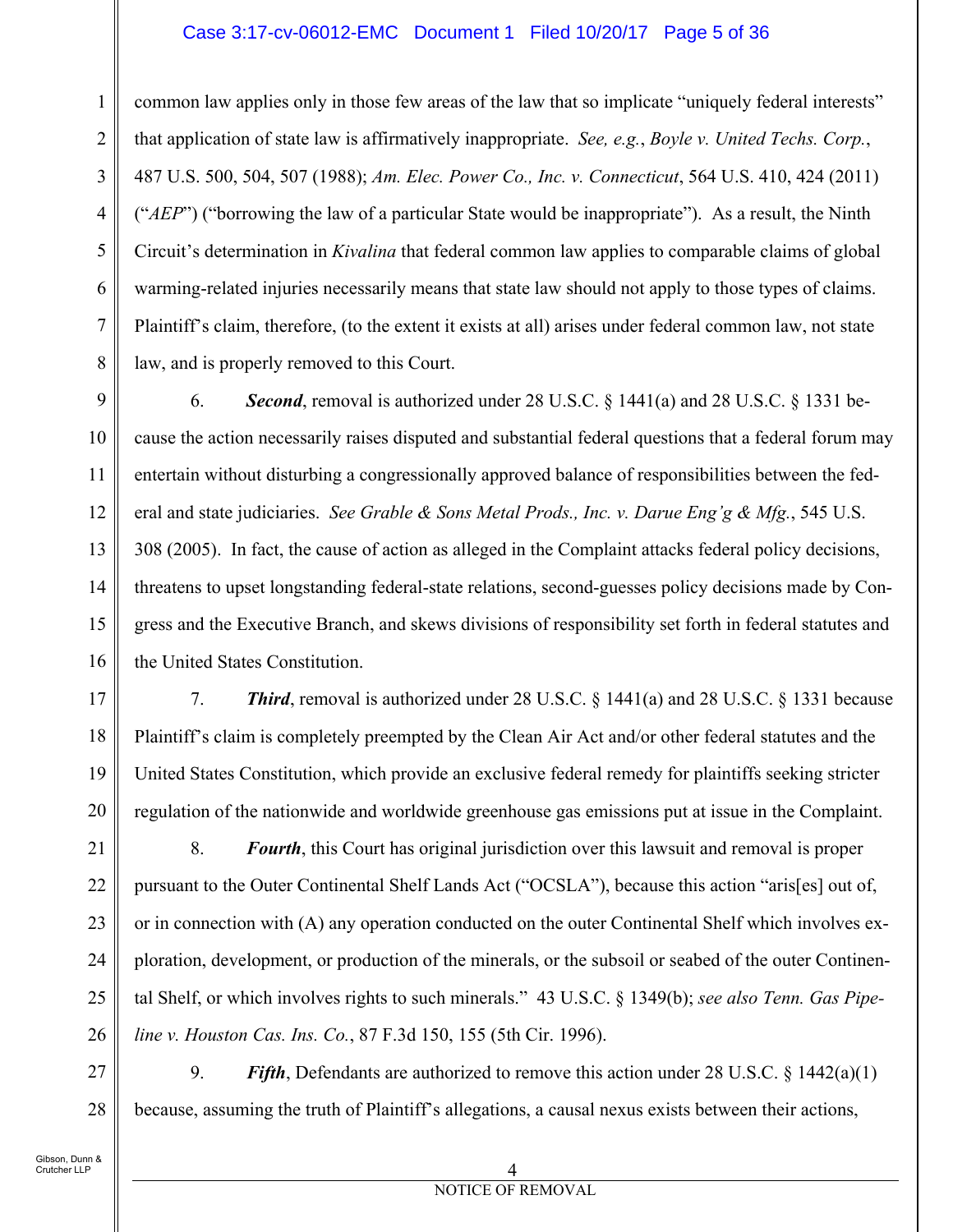common law applies only in those few areas of the law that so implicate "uniquely federal interests" that application of state law is affirmatively inappropriate. *See, e.g.*, *Boyle v. United Techs. Corp.*, 487 U.S. 500, 504, 507 (1988); *Am. Elec. Power Co., Inc. v. Connecticut*, 564 U.S. 410, 424 (2011) ("*AEP*") ("borrowing the law of a particular State would be inappropriate"). As a result, the Ninth Circuit's determination in *Kivalina* that federal common law applies to comparable claims of global warming-related injuries necessarily means that state law should not apply to those types of claims. Plaintiff's claim, therefore, (to the extent it exists at all) arises under federal common law, not state law, and is properly removed to this Court.

6. ***Second***, removal is authorized under 28 U.S.C. § 1441(a) and 28 U.S.C. § 1331 because the action necessarily raises disputed and substantial federal questions that a federal forum may entertain without disturbing a congressionally approved balance of responsibilities between the federal and state judiciaries. *See Grable & Sons Metal Prods., Inc. v. Darue Eng'g & Mfg.*, 545 U.S. 308 (2005). In fact, the cause of action as alleged in the Complaint attacks federal policy decisions, threatens to upset longstanding federal-state relations, second-guesses policy decisions made by Congress and the Executive Branch, and skews divisions of responsibility set forth in federal statutes and the United States Constitution.

7. ***Third***, removal is authorized under 28 U.S.C. § 1441(a) and 28 U.S.C. § 1331 because Plaintiff's claim is completely preempted by the Clean Air Act and/or other federal statutes and the United States Constitution, which provide an exclusive federal remedy for plaintiffs seeking stricter regulation of the nationwide and worldwide greenhouse gas emissions put at issue in the Complaint.

8. ***Fourth***, this Court has original jurisdiction over this lawsuit and removal is proper pursuant to the Outer Continental Shelf Lands Act ("OCSLA"), because this action "aris[es] out of, or in connection with (A) any operation conducted on the outer Continental Shelf which involves exploration, development, or production of the minerals, or the subsoil or seabed of the outer Continental Shelf, or which involves rights to such minerals." 43 U.S.C. § 1349(b); *see also Tenn. Gas Pipeline v. Houston Cas. Ins. Co.*, 87 F.3d 150, 155 (5th Cir. 1996).

9. ***Fifth***, Defendants are authorized to remove this action under 28 U.S.C. § 1442(a)(1) because, assuming the truth of Plaintiff's allegations, a causal nexus exists between their actions,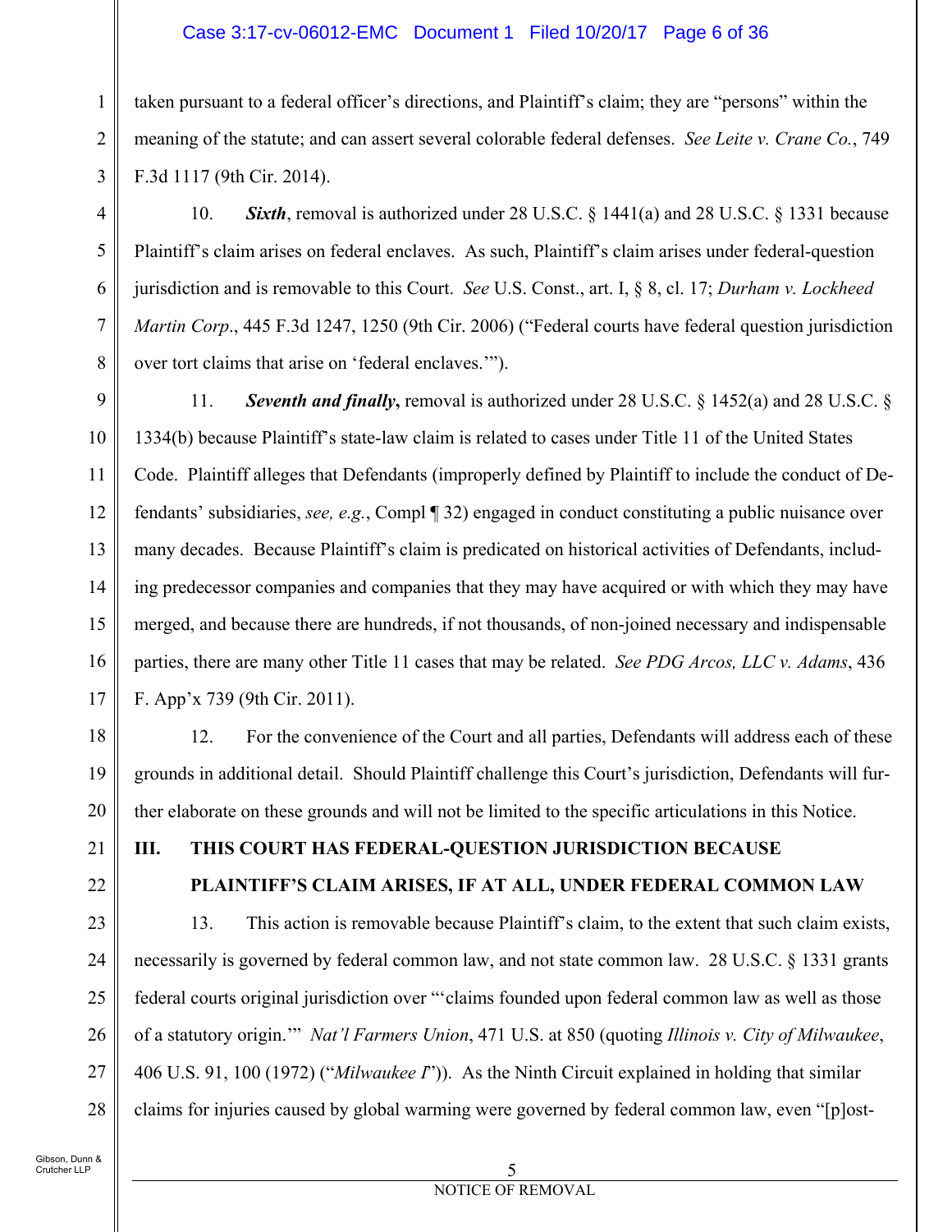taken pursuant to a federal officer's directions, and Plaintiff's claim; they are "persons" within the meaning of the statute; and can assert several colorable federal defenses. *See Leite v. Crane Co.*, 749 F.3d 1117 (9th Cir. 2014).

10. ***Sixth***, removal is authorized under 28 U.S.C. § 1441(a) and 28 U.S.C. § 1331 because Plaintiff's claim arises on federal enclaves. As such, Plaintiff's claim arises under federal-question jurisdiction and is removable to this Court. *See* U.S. Const., art. I, § 8, cl. 17; *Durham v. Lockheed Martin Corp*., 445 F.3d 1247, 1250 (9th Cir. 2006) ("Federal courts have federal question jurisdiction over tort claims that arise on 'federal enclaves.'").

11. ***Seventh and finally***, removal is authorized under 28 U.S.C. § 1452(a) and 28 U.S.C. § 1334(b) because Plaintiff's state-law claim is related to cases under Title 11 of the United States Code. Plaintiff alleges that Defendants (improperly defined by Plaintiff to include the conduct of Defendants' subsidiaries, *see, e.g.*, Compl ¶ 32) engaged in conduct constituting a public nuisance over many decades. Because Plaintiff's claim is predicated on historical activities of Defendants, including predecessor companies and companies that they may have acquired or with which they may have merged, and because there are hundreds, if not thousands, of non-joined necessary and indispensable parties, there are many other Title 11 cases that may be related. *See PDG Arcos, LLC v. Adams*, 436 F. App'x 739 (9th Cir. 2011).

12. For the convenience of the Court and all parties, Defendants will address each of these grounds in additional detail. Should Plaintiff challenge this Court's jurisdiction, Defendants will further elaborate on these grounds and will not be limited to the specific articulations in this Notice.

## III. THIS COURT HAS FEDERAL-QUESTION JURISDICTION BECAUSE PLAINTIFF'S CLAIM ARISES, IF AT ALL, UNDER FEDERAL COMMON LAW

13. This action is removable because Plaintiff's claim, to the extent that such claim exists, necessarily is governed by federal common law, and not state common law. 28 U.S.C. § 1331 grants federal courts original jurisdiction over "'claims founded upon federal common law as well as those of a statutory origin.'" *Nat'l Farmers Union*, 471 U.S. at 850 (quoting *Illinois v. City of Milwaukee*, 406 U.S. 91, 100 (1972) ("*Milwaukee I*")). As the Ninth Circuit explained in holding that similar claims for injuries caused by global warming were governed by federal common law, even "[p]ost-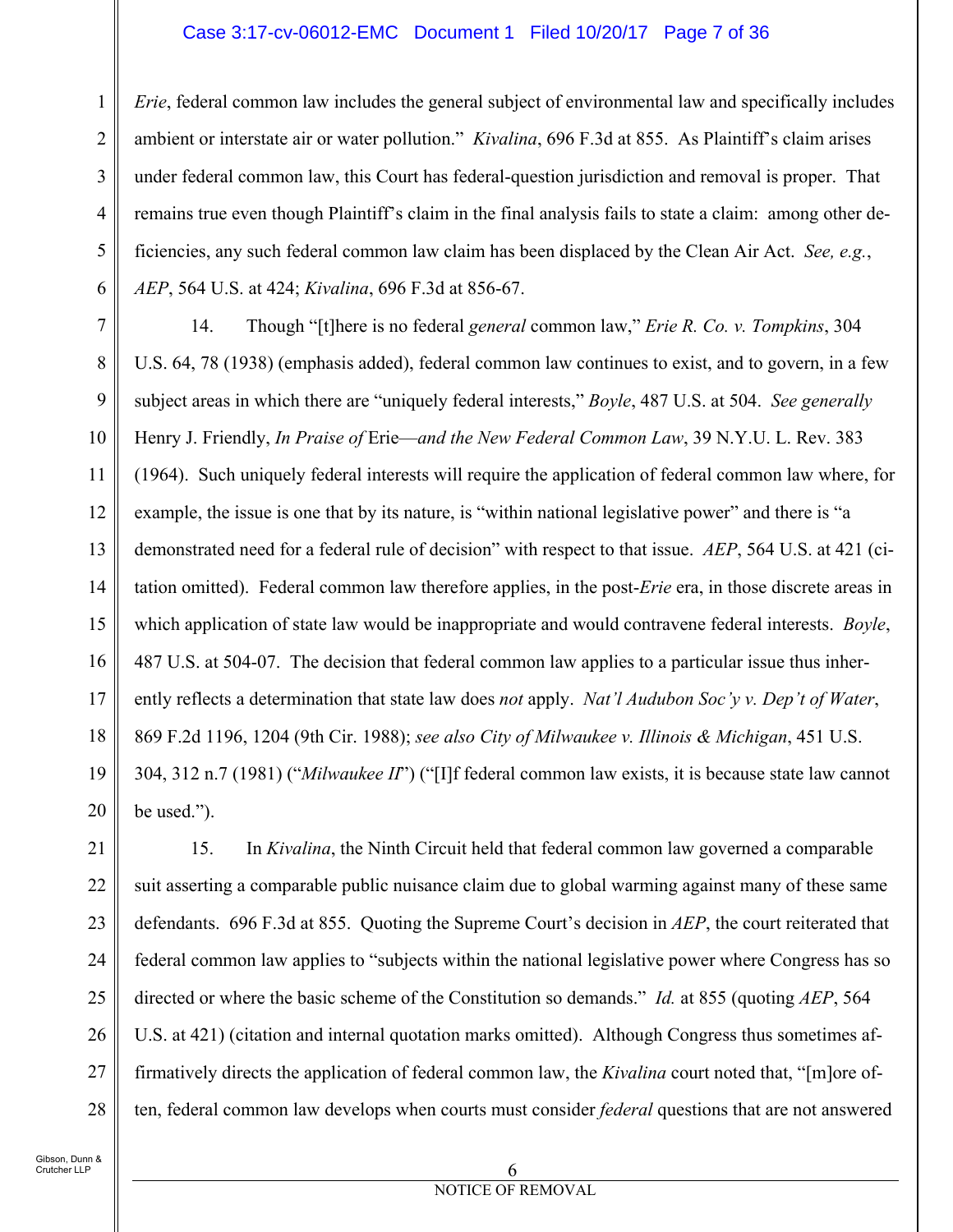*Erie*, federal common law includes the general subject of environmental law and specifically includes ambient or interstate air or water pollution." *Kivalina*, 696 F.3d at 855. As Plaintiff's claim arises under federal common law, this Court has federal-question jurisdiction and removal is proper. That remains true even though Plaintiff's claim in the final analysis fails to state a claim: among other deficiencies, any such federal common law claim has been displaced by the Clean Air Act. *See, e.g.*, *AEP*, 564 U.S. at 424; *Kivalina*, 696 F.3d at 856-67.

14. Though "[t]here is no federal *general* common law," *Erie R. Co. v. Tompkins*, 304 U.S. 64, 78 (1938) (emphasis added), federal common law continues to exist, and to govern, in a few subject areas in which there are "uniquely federal interests," *Boyle*, 487 U.S. at 504. *See generally* Henry J. Friendly, *In Praise of* Erie*—and the New Federal Common Law*, 39 N.Y.U. L. Rev. 383 (1964). Such uniquely federal interests will require the application of federal common law where, for example, the issue is one that by its nature, is "within national legislative power" and there is "a demonstrated need for a federal rule of decision" with respect to that issue. *AEP*, 564 U.S. at 421 (citation omitted). Federal common law therefore applies, in the post-*Erie* era, in those discrete areas in which application of state law would be inappropriate and would contravene federal interests. *Boyle*, 487 U.S. at 504-07. The decision that federal common law applies to a particular issue thus inherently reflects a determination that state law does *not* apply. *Nat'l Audubon Soc'y v. Dep't of Water*, 869 F.2d 1196, 1204 (9th Cir. 1988); *see also City of Milwaukee v. Illinois & Michigan*, 451 U.S. 304, 312 n.7 (1981) ("*Milwaukee II*") ("[I]f federal common law exists, it is because state law cannot be used.").

15. In *Kivalina*, the Ninth Circuit held that federal common law governed a comparable suit asserting a comparable public nuisance claim due to global warming against many of these same defendants. 696 F.3d at 855. Quoting the Supreme Court's decision in *AEP*, the court reiterated that federal common law applies to "subjects within the national legislative power where Congress has so directed or where the basic scheme of the Constitution so demands." *Id.* at 855 (quoting *AEP*, 564 U.S. at 421) (citation and internal quotation marks omitted). Although Congress thus sometimes affirmatively directs the application of federal common law, the *Kivalina* court noted that, "[m]ore often, federal common law develops when courts must consider *federal* questions that are not answered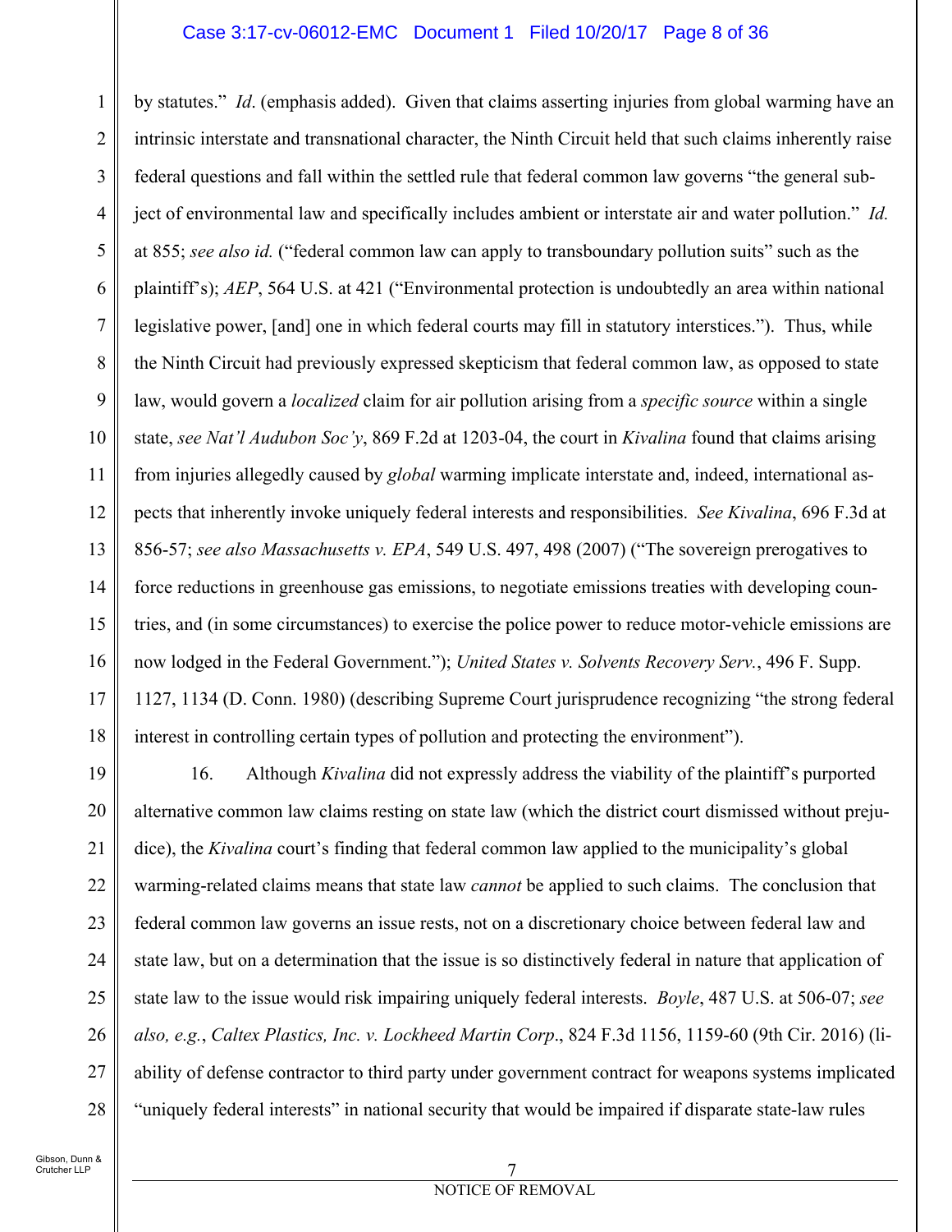by statutes." *Id*. (emphasis added). Given that claims asserting injuries from global warming have an intrinsic interstate and transnational character, the Ninth Circuit held that such claims inherently raise federal questions and fall within the settled rule that federal common law governs "the general subject of environmental law and specifically includes ambient or interstate air and water pollution." *Id.* at 855; *see also id.* ("federal common law can apply to transboundary pollution suits" such as the plaintiff's); *AEP*, 564 U.S. at 421 ("Environmental protection is undoubtedly an area within national legislative power, [and] one in which federal courts may fill in statutory interstices."). Thus, while the Ninth Circuit had previously expressed skepticism that federal common law, as opposed to state law, would govern a *localized* claim for air pollution arising from a *specific source* within a single state, *see Nat'l Audubon Soc'y*, 869 F.2d at 1203-04, the court in *Kivalina* found that claims arising from injuries allegedly caused by *global* warming implicate interstate and, indeed, international aspects that inherently invoke uniquely federal interests and responsibilities. *See Kivalina*, 696 F.3d at 856-57; *see also Massachusetts v. EPA*, 549 U.S. 497, 498 (2007) ("The sovereign prerogatives to force reductions in greenhouse gas emissions, to negotiate emissions treaties with developing countries, and (in some circumstances) to exercise the police power to reduce motor-vehicle emissions are now lodged in the Federal Government."); *United States v. Solvents Recovery Serv.*, 496 F. Supp. 1127, 1134 (D. Conn. 1980) (describing Supreme Court jurisprudence recognizing "the strong federal interest in controlling certain types of pollution and protecting the environment").

16. Although *Kivalina* did not expressly address the viability of the plaintiff's purported alternative common law claims resting on state law (which the district court dismissed without prejudice), the *Kivalina* court's finding that federal common law applied to the municipality's global warming-related claims means that state law *cannot* be applied to such claims. The conclusion that federal common law governs an issue rests, not on a discretionary choice between federal law and state law, but on a determination that the issue is so distinctively federal in nature that application of state law to the issue would risk impairing uniquely federal interests. *Boyle*, 487 U.S. at 506-07; *see also, e.g.*, *Caltex Plastics, Inc. v. Lockheed Martin Corp*., 824 F.3d 1156, 1159-60 (9th Cir. 2016) (liability of defense contractor to third party under government contract for weapons systems implicated "uniquely federal interests" in national security that would be impaired if disparate state-law rules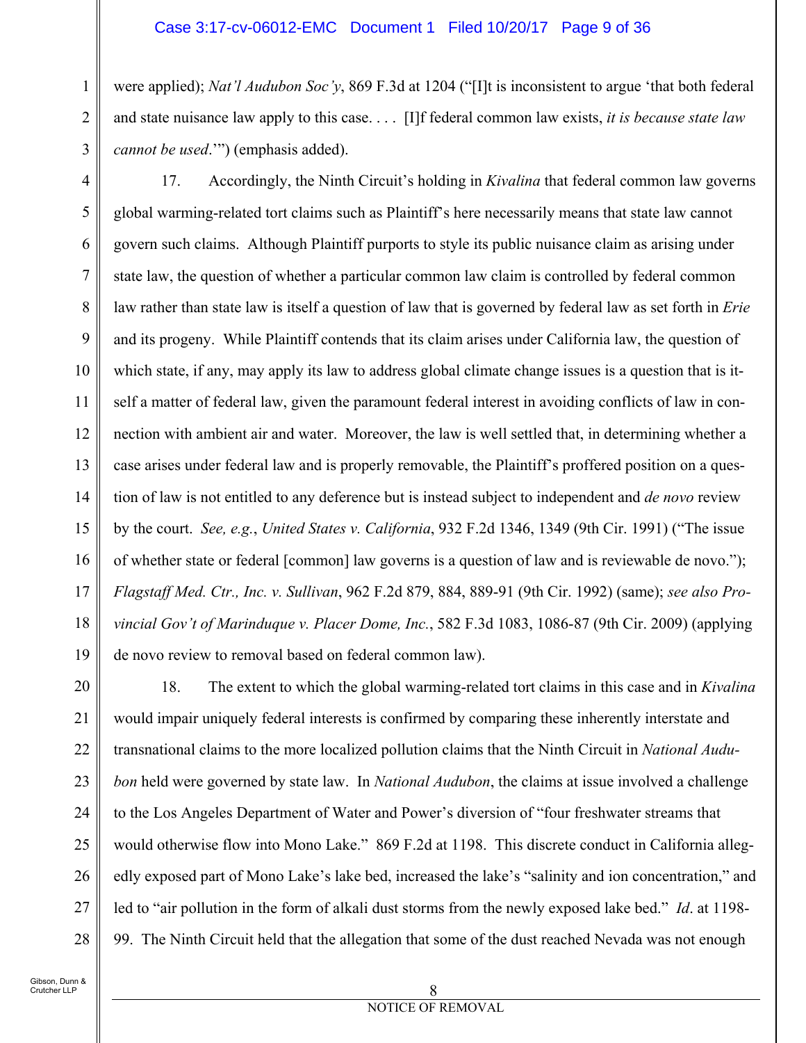were applied); *Nat'l Audubon Soc'y*, 869 F.3d at 1204 ("[I]t is inconsistent to argue 'that both federal and state nuisance law apply to this case. . . . [I]f federal common law exists, *it is because state law cannot be used*.'") (emphasis added).

17. Accordingly, the Ninth Circuit's holding in *Kivalina* that federal common law governs global warming-related tort claims such as Plaintiff's here necessarily means that state law cannot govern such claims. Although Plaintiff purports to style its public nuisance claim as arising under state law, the question of whether a particular common law claim is controlled by federal common law rather than state law is itself a question of law that is governed by federal law as set forth in *Erie* and its progeny. While Plaintiff contends that its claim arises under California law, the question of which state, if any, may apply its law to address global climate change issues is a question that is itself a matter of federal law, given the paramount federal interest in avoiding conflicts of law in connection with ambient air and water. Moreover, the law is well settled that, in determining whether a case arises under federal law and is properly removable, the Plaintiff's proffered position on a question of law is not entitled to any deference but is instead subject to independent and *de novo* review by the court. *See, e.g.*, *United States v. California*, 932 F.2d 1346, 1349 (9th Cir. 1991) ("The issue of whether state or federal [common] law governs is a question of law and is reviewable de novo."); *Flagstaff Med. Ctr., Inc. v. Sullivan*, 962 F.2d 879, 884, 889-91 (9th Cir. 1992) (same); *see also Provincial Gov't of Marinduque v. Placer Dome, Inc.*, 582 F.3d 1083, 1086-87 (9th Cir. 2009) (applying de novo review to removal based on federal common law).

18. The extent to which the global warming-related tort claims in this case and in *Kivalina* would impair uniquely federal interests is confirmed by comparing these inherently interstate and transnational claims to the more localized pollution claims that the Ninth Circuit in *National Audubon* held were governed by state law. In *National Audubon*, the claims at issue involved a challenge to the Los Angeles Department of Water and Power's diversion of "four freshwater streams that would otherwise flow into Mono Lake." 869 F.2d at 1198. This discrete conduct in California allegedly exposed part of Mono Lake's lake bed, increased the lake's "salinity and ion concentration," and led to "air pollution in the form of alkali dust storms from the newly exposed lake bed." *Id*. at 1198-99. The Ninth Circuit held that the allegation that some of the dust reached Nevada was not enough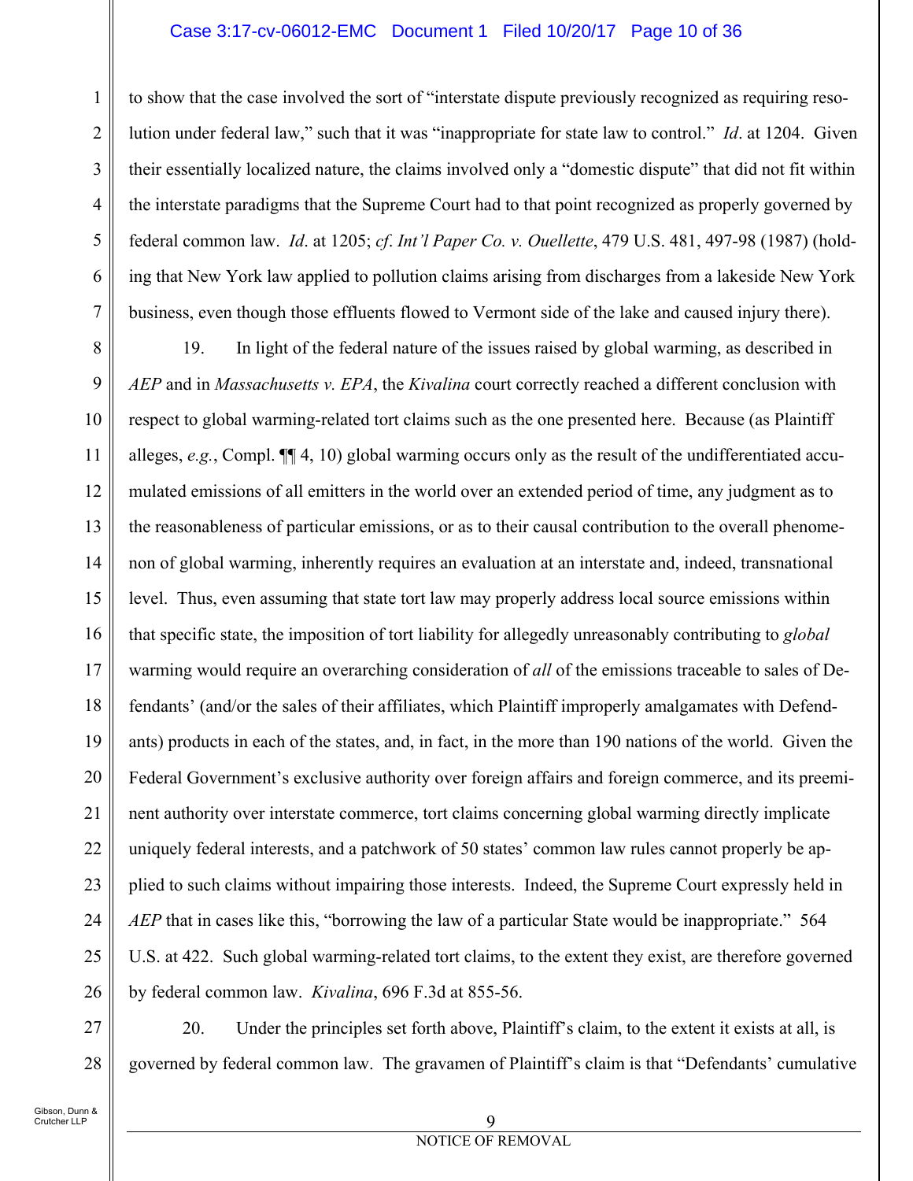to show that the case involved the sort of "interstate dispute previously recognized as requiring resolution under federal law," such that it was "inappropriate for state law to control." *Id*. at 1204. Given their essentially localized nature, the claims involved only a "domestic dispute" that did not fit within the interstate paradigms that the Supreme Court had to that point recognized as properly governed by federal common law. *Id*. at 1205; *cf*. *Int'l Paper Co. v. Ouellette*, 479 U.S. 481, 497-98 (1987) (holding that New York law applied to pollution claims arising from discharges from a lakeside New York business, even though those effluents flowed to Vermont side of the lake and caused injury there).

19. In light of the federal nature of the issues raised by global warming, as described in *AEP* and in *Massachusetts v. EPA*, the *Kivalina* court correctly reached a different conclusion with respect to global warming-related tort claims such as the one presented here. Because (as Plaintiff alleges, *e.g.*, Compl. ¶¶ 4, 10) global warming occurs only as the result of the undifferentiated accumulated emissions of all emitters in the world over an extended period of time, any judgment as to the reasonableness of particular emissions, or as to their causal contribution to the overall phenomenon of global warming, inherently requires an evaluation at an interstate and, indeed, transnational level. Thus, even assuming that state tort law may properly address local source emissions within that specific state, the imposition of tort liability for allegedly unreasonably contributing to *global* warming would require an overarching consideration of *all* of the emissions traceable to sales of Defendants' (and/or the sales of their affiliates, which Plaintiff improperly amalgamates with Defendants) products in each of the states, and, in fact, in the more than 190 nations of the world. Given the Federal Government's exclusive authority over foreign affairs and foreign commerce, and its preeminent authority over interstate commerce, tort claims concerning global warming directly implicate uniquely federal interests, and a patchwork of 50 states' common law rules cannot properly be applied to such claims without impairing those interests. Indeed, the Supreme Court expressly held in *AEP* that in cases like this, "borrowing the law of a particular State would be inappropriate." 564 U.S. at 422. Such global warming-related tort claims, to the extent they exist, are therefore governed by federal common law. *Kivalina*, 696 F.3d at 855-56.

20. Under the principles set forth above, Plaintiff's claim, to the extent it exists at all, is governed by federal common law. The gravamen of Plaintiff's claim is that "Defendants' cumulative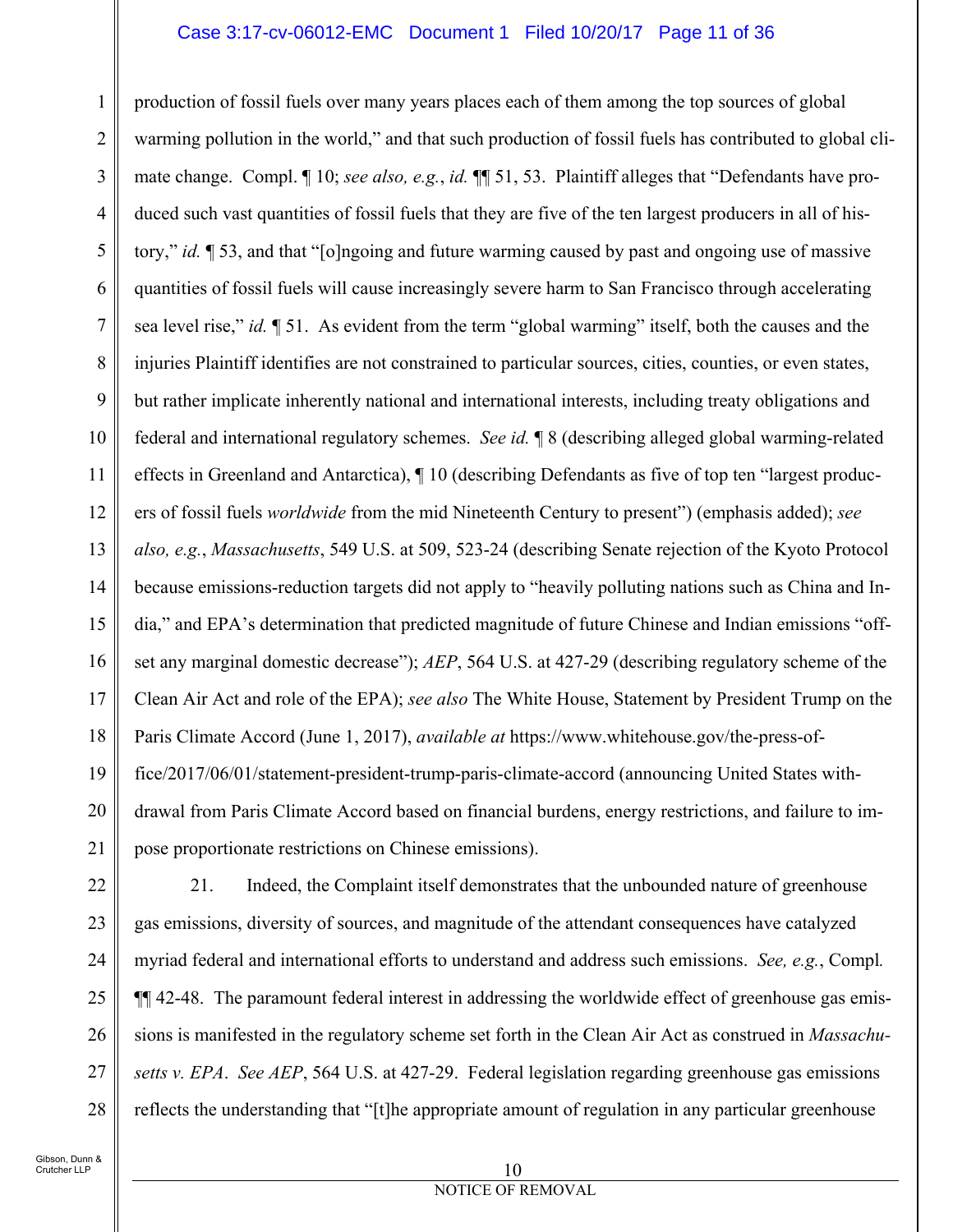production of fossil fuels over many years places each of them among the top sources of global warming pollution in the world," and that such production of fossil fuels has contributed to global climate change. Compl. ¶ 10; *see also, e.g.*, *id.* ¶¶ 51, 53. Plaintiff alleges that "Defendants have produced such vast quantities of fossil fuels that they are five of the ten largest producers in all of history," *id.* ¶ 53, and that "[o]ngoing and future warming caused by past and ongoing use of massive quantities of fossil fuels will cause increasingly severe harm to San Francisco through accelerating sea level rise," *id.* ¶ 51. As evident from the term "global warming" itself, both the causes and the injuries Plaintiff identifies are not constrained to particular sources, cities, counties, or even states, but rather implicate inherently national and international interests, including treaty obligations and federal and international regulatory schemes. *See id.* ¶ 8 (describing alleged global warming-related effects in Greenland and Antarctica), ¶ 10 (describing Defendants as five of top ten "largest producers of fossil fuels *worldwide* from the mid Nineteenth Century to present") (emphasis added); *see also, e.g.*, *Massachusetts*, 549 U.S. at 509, 523-24 (describing Senate rejection of the Kyoto Protocol because emissions-reduction targets did not apply to "heavily polluting nations such as China and India," and EPA's determination that predicted magnitude of future Chinese and Indian emissions "offset any marginal domestic decrease"); *AEP*, 564 U.S. at 427-29 (describing regulatory scheme of the Clean Air Act and role of the EPA); *see also* The White House, Statement by President Trump on the Paris Climate Accord (June 1, 2017), *available at* https://www.whitehouse.gov/the-press-office/2017/06/01/statement-president-trump-paris-climate-accord (announcing United States withdrawal from Paris Climate Accord based on financial burdens, energy restrictions, and failure to impose proportionate restrictions on Chinese emissions).

21. Indeed, the Complaint itself demonstrates that the unbounded nature of greenhouse gas emissions, diversity of sources, and magnitude of the attendant consequences have catalyzed myriad federal and international efforts to understand and address such emissions. *See, e.g.*, Compl. ¶¶ 42-48. The paramount federal interest in addressing the worldwide effect of greenhouse gas emissions is manifested in the regulatory scheme set forth in the Clean Air Act as construed in *Massachusetts v. EPA*. *See AEP*, 564 U.S. at 427-29. Federal legislation regarding greenhouse gas emissions reflects the understanding that "[t]he appropriate amount of regulation in any particular greenhouse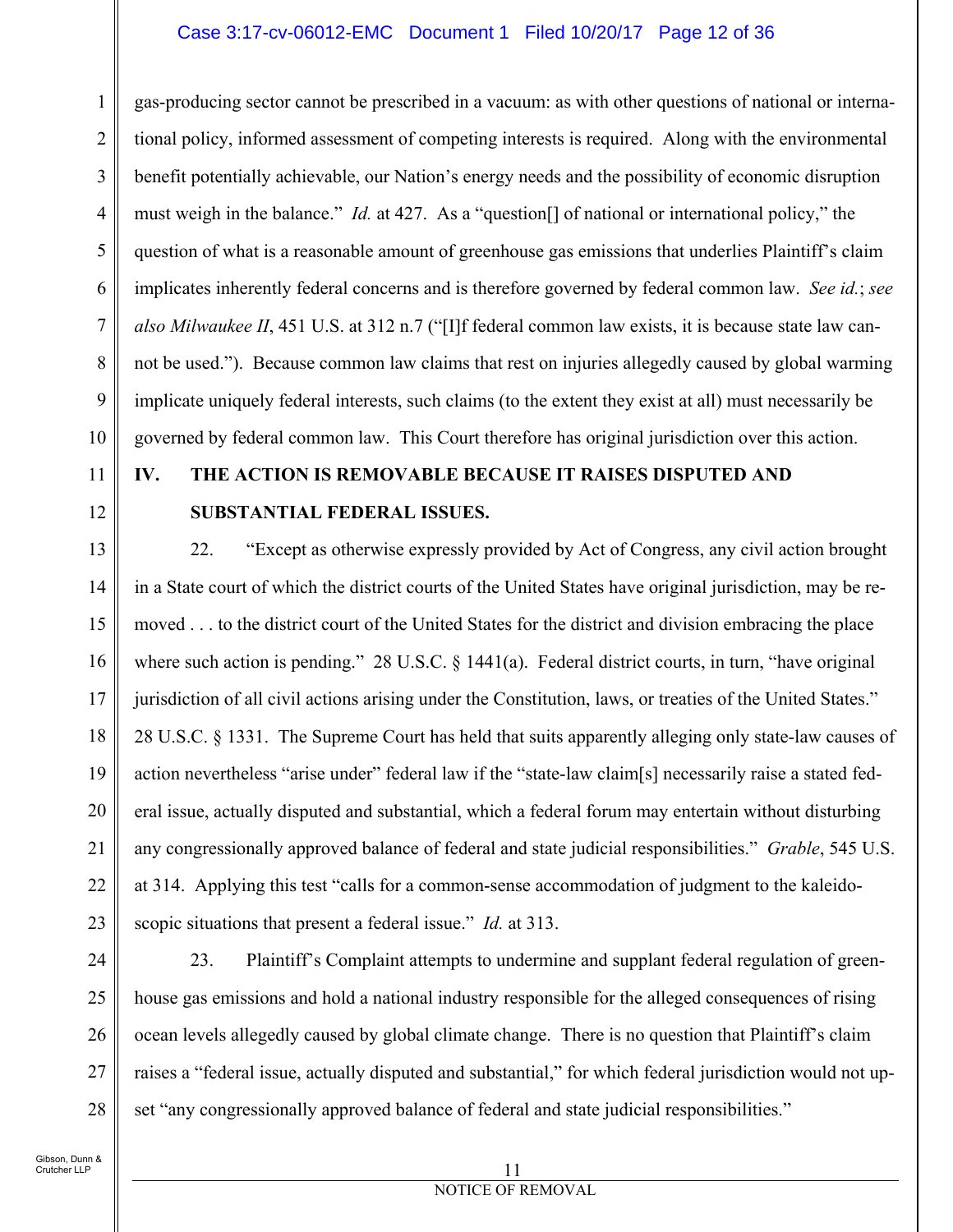gas-producing sector cannot be prescribed in a vacuum: as with other questions of national or international policy, informed assessment of competing interests is required. Along with the environmental benefit potentially achievable, our Nation's energy needs and the possibility of economic disruption must weigh in the balance." *Id.* at 427. As a "question[] of national or international policy," the question of what is a reasonable amount of greenhouse gas emissions that underlies Plaintiff's claim implicates inherently federal concerns and is therefore governed by federal common law. *See id.*; *see also Milwaukee II*, 451 U.S. at 312 n.7 ("[I]f federal common law exists, it is because state law cannot be used."). Because common law claims that rest on injuries allegedly caused by global warming implicate uniquely federal interests, such claims (to the extent they exist at all) must necessarily be governed by federal common law. This Court therefore has original jurisdiction over this action.

## IV. THE ACTION IS REMOVABLE BECAUSE IT RAISES DISPUTED AND SUBSTANTIAL FEDERAL ISSUES.

22. "Except as otherwise expressly provided by Act of Congress, any civil action brought in a State court of which the district courts of the United States have original jurisdiction, may be removed . . . to the district court of the United States for the district and division embracing the place where such action is pending." 28 U.S.C. § 1441(a). Federal district courts, in turn, "have original jurisdiction of all civil actions arising under the Constitution, laws, or treaties of the United States." 28 U.S.C. § 1331. The Supreme Court has held that suits apparently alleging only state-law causes of action nevertheless "arise under" federal law if the "state-law claim[s] necessarily raise a stated federal issue, actually disputed and substantial, which a federal forum may entertain without disturbing any congressionally approved balance of federal and state judicial responsibilities." *Grable*, 545 U.S. at 314. Applying this test "calls for a common-sense accommodation of judgment to the kaleidoscopic situations that present a federal issue." *Id.* at 313.

23. Plaintiff's Complaint attempts to undermine and supplant federal regulation of greenhouse gas emissions and hold a national industry responsible for the alleged consequences of rising ocean levels allegedly caused by global climate change. There is no question that Plaintiff's claim raises a "federal issue, actually disputed and substantial," for which federal jurisdiction would not upset "any congressionally approved balance of federal and state judicial responsibilities."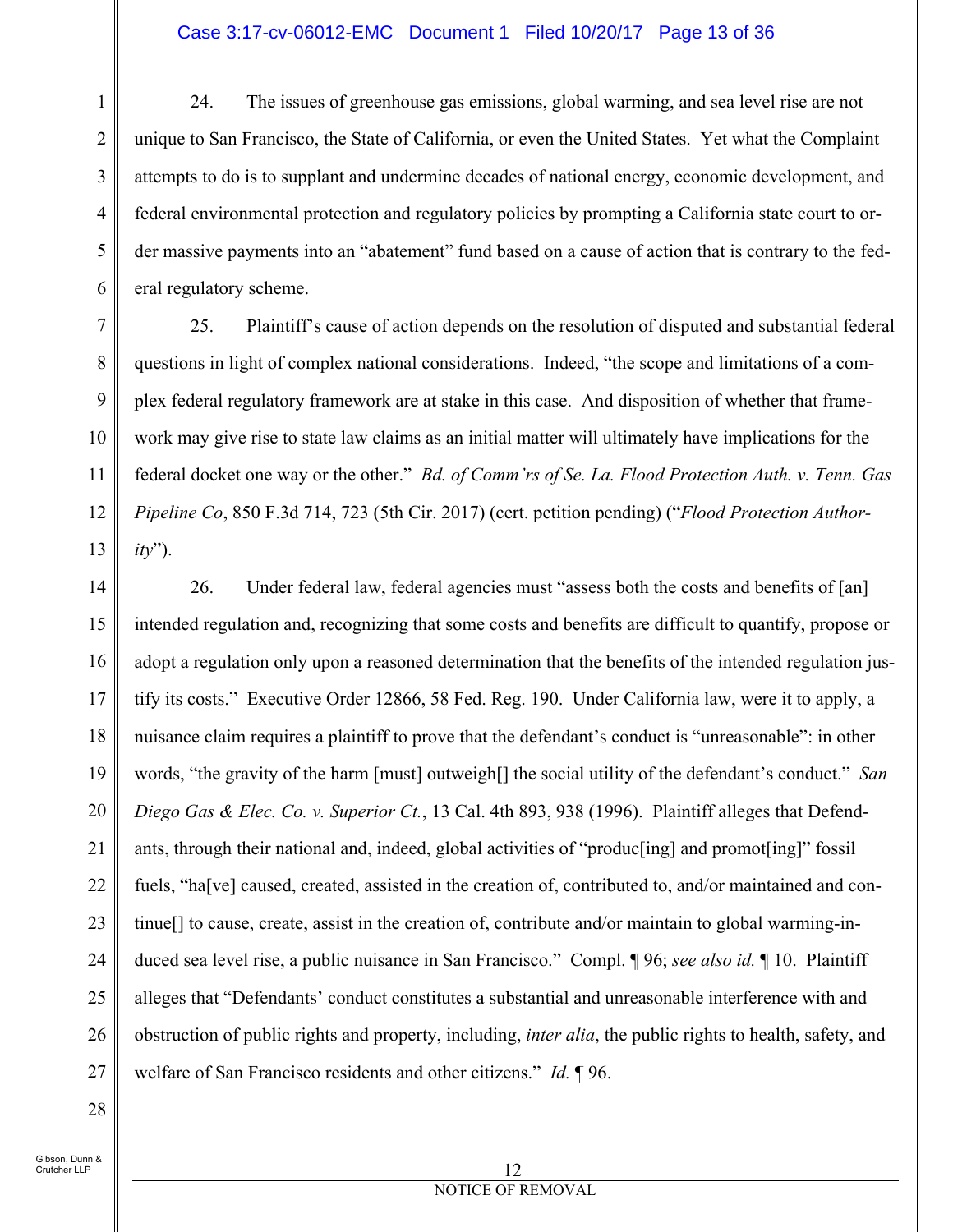24. The issues of greenhouse gas emissions, global warming, and sea level rise are not unique to San Francisco, the State of California, or even the United States. Yet what the Complaint attempts to do is to supplant and undermine decades of national energy, economic development, and federal environmental protection and regulatory policies by prompting a California state court to order massive payments into an "abatement" fund based on a cause of action that is contrary to the federal regulatory scheme.

25. Plaintiff's cause of action depends on the resolution of disputed and substantial federal questions in light of complex national considerations. Indeed, "the scope and limitations of a complex federal regulatory framework are at stake in this case. And disposition of whether that framework may give rise to state law claims as an initial matter will ultimately have implications for the federal docket one way or the other." *Bd. of Comm'rs of Se. La. Flood Protection Auth. v. Tenn. Gas Pipeline Co*, 850 F.3d 714, 723 (5th Cir. 2017) (cert. petition pending) ("*Flood Protection Authority*").

26. Under federal law, federal agencies must "assess both the costs and benefits of [an] intended regulation and, recognizing that some costs and benefits are difficult to quantify, propose or adopt a regulation only upon a reasoned determination that the benefits of the intended regulation justify its costs." Executive Order 12866, 58 Fed. Reg. 190. Under California law, were it to apply, a nuisance claim requires a plaintiff to prove that the defendant's conduct is "unreasonable": in other words, "the gravity of the harm [must] outweigh[] the social utility of the defendant's conduct." *San Diego Gas & Elec. Co. v. Superior Ct.*, 13 Cal. 4th 893, 938 (1996). Plaintiff alleges that Defendants, through their national and, indeed, global activities of "produc[ing] and promot[ing]" fossil fuels, "ha[ve] caused, created, assisted in the creation of, contributed to, and/or maintained and continue[] to cause, create, assist in the creation of, contribute and/or maintain to global warming-induced sea level rise, a public nuisance in San Francisco." Compl. ¶ 96; *see also id.* ¶ 10. Plaintiff alleges that "Defendants' conduct constitutes a substantial and unreasonable interference with and obstruction of public rights and property, including, *inter alia*, the public rights to health, safety, and welfare of San Francisco residents and other citizens." *Id.* ¶ 96.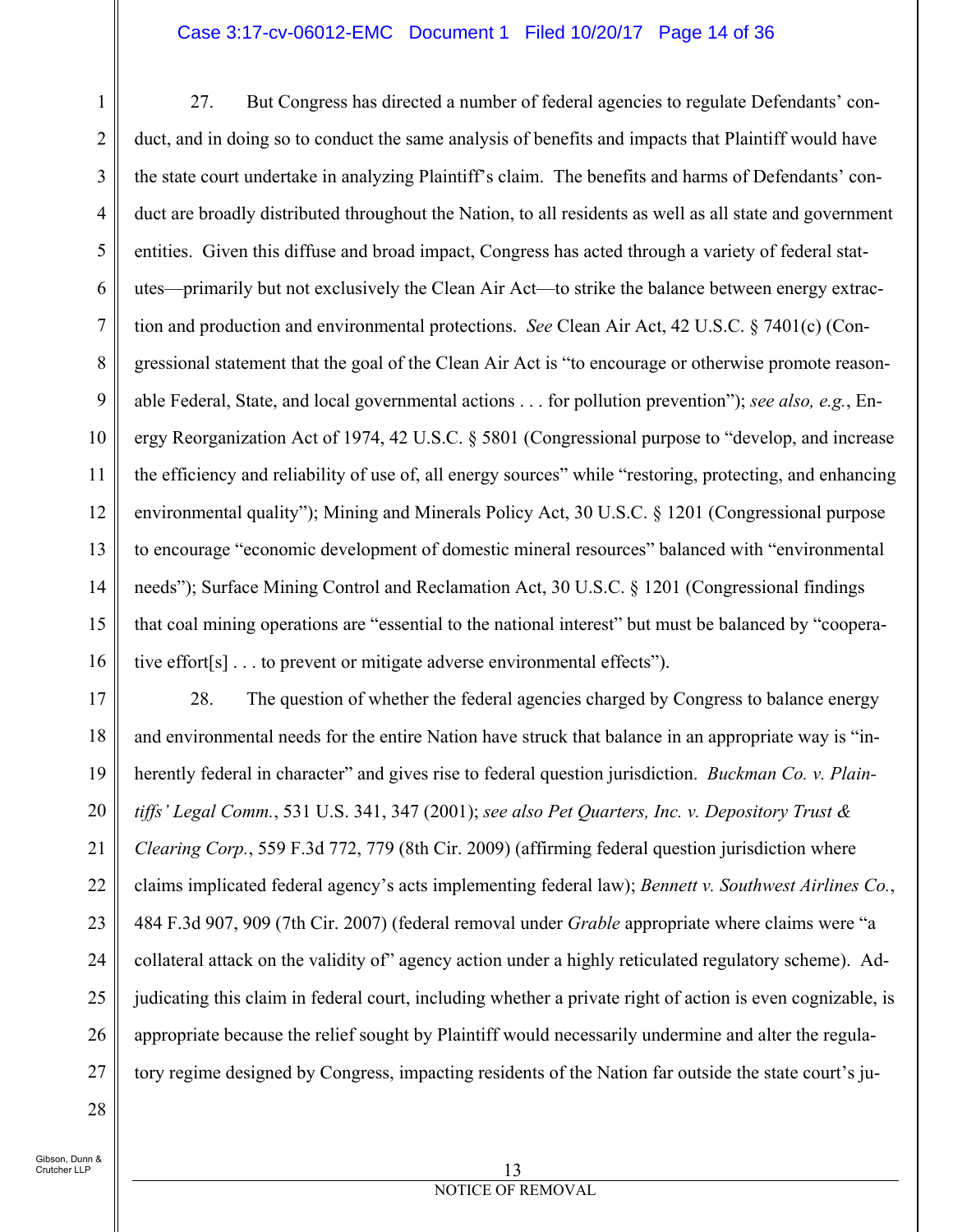27. But Congress has directed a number of federal agencies to regulate Defendants' conduct, and in doing so to conduct the same analysis of benefits and impacts that Plaintiff would have the state court undertake in analyzing Plaintiff's claim. The benefits and harms of Defendants' conduct are broadly distributed throughout the Nation, to all residents as well as all state and government entities. Given this diffuse and broad impact, Congress has acted through a variety of federal statutes—primarily but not exclusively the Clean Air Act—to strike the balance between energy extraction and production and environmental protections. *See* Clean Air Act, 42 U.S.C. § 7401(c) (Congressional statement that the goal of the Clean Air Act is "to encourage or otherwise promote reasonable Federal, State, and local governmental actions . . . for pollution prevention"); *see also, e.g.*, Energy Reorganization Act of 1974, 42 U.S.C. § 5801 (Congressional purpose to "develop, and increase the efficiency and reliability of use of, all energy sources" while "restoring, protecting, and enhancing environmental quality"); Mining and Minerals Policy Act, 30 U.S.C. § 1201 (Congressional purpose to encourage "economic development of domestic mineral resources" balanced with "environmental needs"); Surface Mining Control and Reclamation Act, 30 U.S.C. § 1201 (Congressional findings that coal mining operations are "essential to the national interest" but must be balanced by "cooperative effort[s] . . . to prevent or mitigate adverse environmental effects").

28. The question of whether the federal agencies charged by Congress to balance energy and environmental needs for the entire Nation have struck that balance in an appropriate way is "inherently federal in character" and gives rise to federal question jurisdiction. *Buckman Co. v. Plaintiffs' Legal Comm.*, 531 U.S. 341, 347 (2001); *see also Pet Quarters, Inc. v. Depository Trust & Clearing Corp.*, 559 F.3d 772, 779 (8th Cir. 2009) (affirming federal question jurisdiction where claims implicated federal agency's acts implementing federal law); *Bennett v. Southwest Airlines Co.*, 484 F.3d 907, 909 (7th Cir. 2007) (federal removal under *Grable* appropriate where claims were "a collateral attack on the validity of" agency action under a highly reticulated regulatory scheme). Adjudicating this claim in federal court, including whether a private right of action is even cognizable, is appropriate because the relief sought by Plaintiff would necessarily undermine and alter the regulatory regime designed by Congress, impacting residents of the Nation far outside the state court's ju-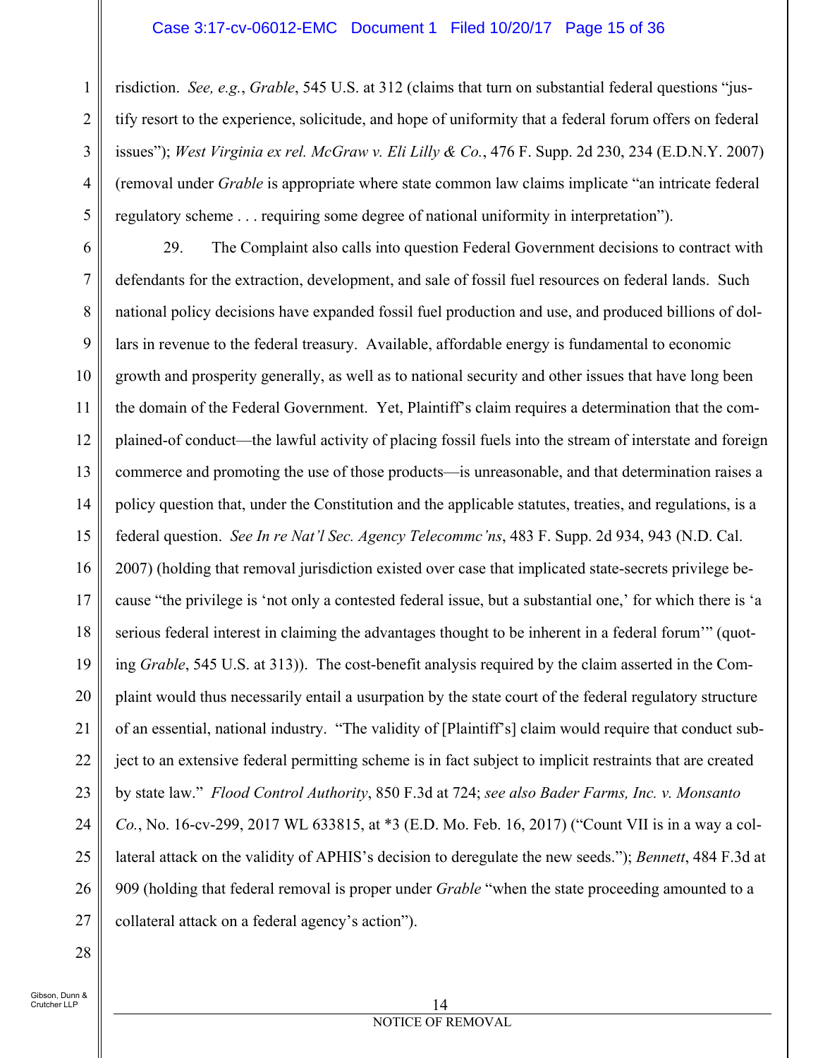risdiction. *See, e.g.*, *Grable*, 545 U.S. at 312 (claims that turn on substantial federal questions "justify resort to the experience, solicitude, and hope of uniformity that a federal forum offers on federal issues"); *West Virginia ex rel. McGraw v. Eli Lilly & Co.*, 476 F. Supp. 2d 230, 234 (E.D.N.Y. 2007) (removal under *Grable* is appropriate where state common law claims implicate "an intricate federal regulatory scheme . . . requiring some degree of national uniformity in interpretation").

29. The Complaint also calls into question Federal Government decisions to contract with defendants for the extraction, development, and sale of fossil fuel resources on federal lands. Such national policy decisions have expanded fossil fuel production and use, and produced billions of dollars in revenue to the federal treasury. Available, affordable energy is fundamental to economic growth and prosperity generally, as well as to national security and other issues that have long been the domain of the Federal Government. Yet, Plaintiff's claim requires a determination that the complained-of conduct—the lawful activity of placing fossil fuels into the stream of interstate and foreign commerce and promoting the use of those products—is unreasonable, and that determination raises a policy question that, under the Constitution and the applicable statutes, treaties, and regulations, is a federal question. *See In re Nat'l Sec. Agency Telecommc'ns*, 483 F. Supp. 2d 934, 943 (N.D. Cal. 2007) (holding that removal jurisdiction existed over case that implicated state-secrets privilege because "the privilege is 'not only a contested federal issue, but a substantial one,' for which there is 'a serious federal interest in claiming the advantages thought to be inherent in a federal forum'" (quoting *Grable*, 545 U.S. at 313)). The cost-benefit analysis required by the claim asserted in the Complaint would thus necessarily entail a usurpation by the state court of the federal regulatory structure of an essential, national industry. "The validity of [Plaintiff's] claim would require that conduct subject to an extensive federal permitting scheme is in fact subject to implicit restraints that are created by state law." *Flood Control Authority*, 850 F.3d at 724; *see also Bader Farms, Inc. v. Monsanto Co.*, No. 16-cv-299, 2017 WL 633815, at *3 (E.D. Mo. Feb. 16, 2017) ("Count VII is in a way a collateral attack on the validity of APHIS's decision to deregulate the new seeds."); *Bennett*, 484 F.3d at 909 (holding that federal removal is proper under *Grable* "when the state proceeding amounted to a collateral attack on a federal agency's action").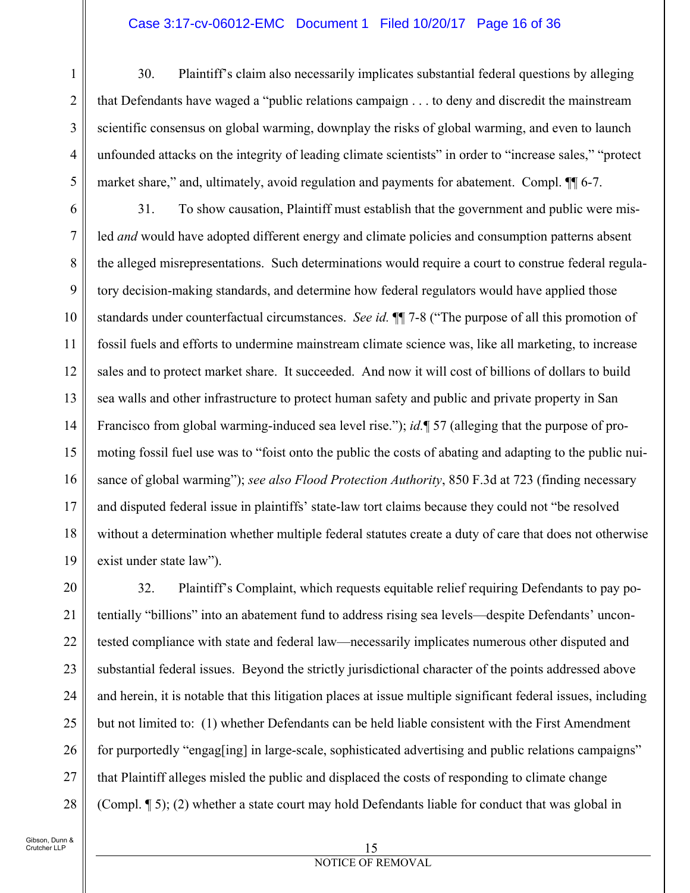30. Plaintiff's claim also necessarily implicates substantial federal questions by alleging that Defendants have waged a "public relations campaign . . . to deny and discredit the mainstream scientific consensus on global warming, downplay the risks of global warming, and even to launch unfounded attacks on the integrity of leading climate scientists" in order to "increase sales," "protect market share," and, ultimately, avoid regulation and payments for abatement. Compl. ¶¶ 6-7.

31. To show causation, Plaintiff must establish that the government and public were misled *and* would have adopted different energy and climate policies and consumption patterns absent the alleged misrepresentations. Such determinations would require a court to construe federal regulatory decision-making standards, and determine how federal regulators would have applied those standards under counterfactual circumstances. *See id.* ¶¶ 7-8 ("The purpose of all this promotion of fossil fuels and efforts to undermine mainstream climate science was, like all marketing, to increase sales and to protect market share. It succeeded. And now it will cost of billions of dollars to build sea walls and other infrastructure to protect human safety and public and private property in San Francisco from global warming-induced sea level rise."); *id.*¶ 57 (alleging that the purpose of promoting fossil fuel use was to "foist onto the public the costs of abating and adapting to the public nuisance of global warming"); *see also Flood Protection Authority*, 850 F.3d at 723 (finding necessary and disputed federal issue in plaintiffs' state-law tort claims because they could not "be resolved without a determination whether multiple federal statutes create a duty of care that does not otherwise exist under state law").

32. Plaintiff's Complaint, which requests equitable relief requiring Defendants to pay potentially "billions" into an abatement fund to address rising sea levels—despite Defendants' uncontested compliance with state and federal law—necessarily implicates numerous other disputed and substantial federal issues. Beyond the strictly jurisdictional character of the points addressed above and herein, it is notable that this litigation places at issue multiple significant federal issues, including but not limited to: (1) whether Defendants can be held liable consistent with the First Amendment for purportedly "engag[ing] in large-scale, sophisticated advertising and public relations campaigns" that Plaintiff alleges misled the public and displaced the costs of responding to climate change (Compl. ¶ 5); (2) whether a state court may hold Defendants liable for conduct that was global in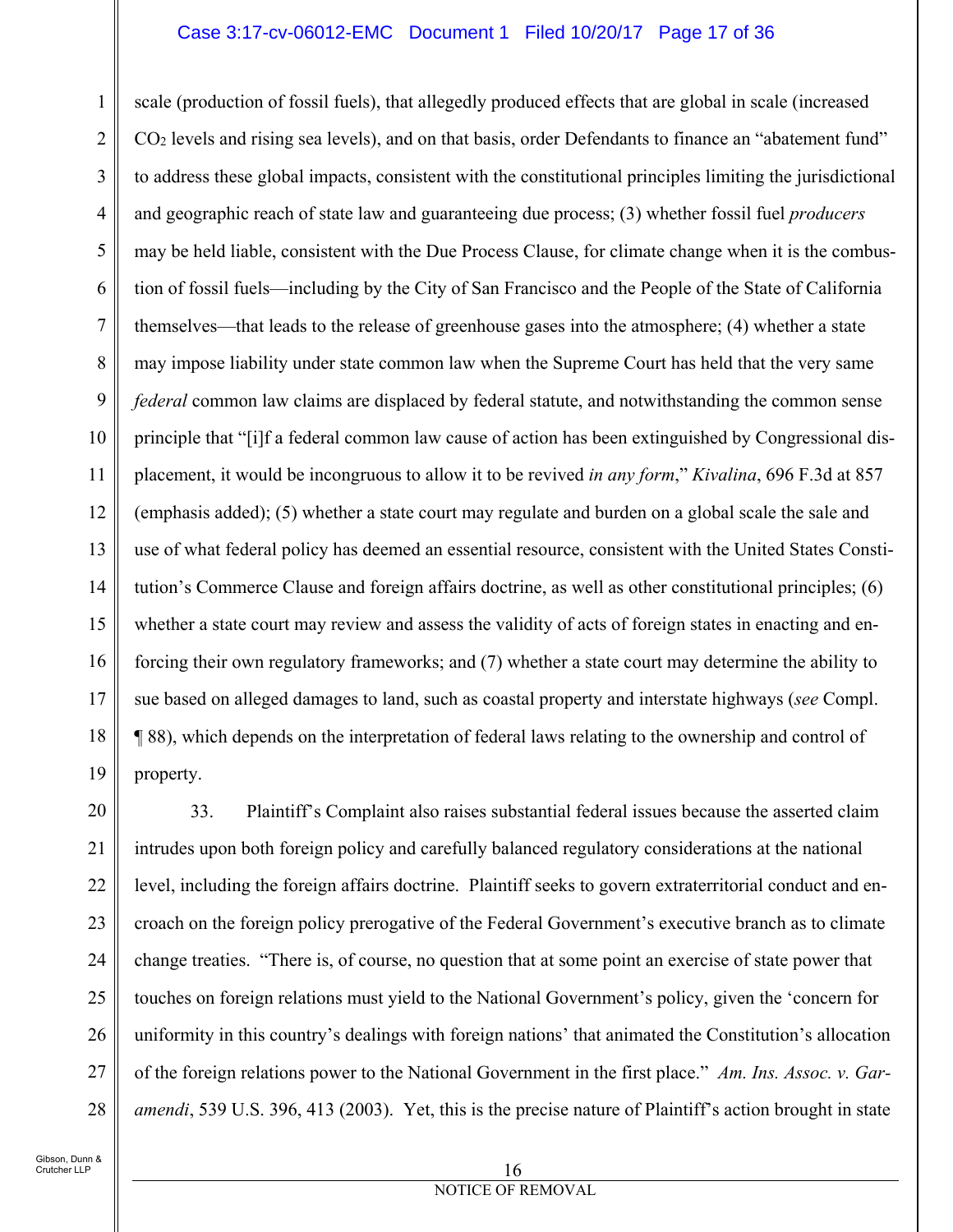scale (production of fossil fuels), that allegedly produced effects that are global in scale (increased $CO_2$ levels and rising sea levels), and on that basis, order Defendants to finance an "abatement fund" to address these global impacts, consistent with the constitutional principles limiting the jurisdictional and geographic reach of state law and guaranteeing due process; (3) whether fossil fuel *producers* may be held liable, consistent with the Due Process Clause, for climate change when it is the combustion of fossil fuels—including by the City of San Francisco and the People of the State of California themselves—that leads to the release of greenhouse gases into the atmosphere; (4) whether a state may impose liability under state common law when the Supreme Court has held that the very same *federal* common law claims are displaced by federal statute, and notwithstanding the common sense principle that "[i]f a federal common law cause of action has been extinguished by Congressional displacement, it would be incongruous to allow it to be revived *in any form*," *Kivalina*, 696 F.3d at 857 (emphasis added); (5) whether a state court may regulate and burden on a global scale the sale and use of what federal policy has deemed an essential resource, consistent with the United States Constitution's Commerce Clause and foreign affairs doctrine, as well as other constitutional principles; (6) whether a state court may review and assess the validity of acts of foreign states in enacting and enforcing their own regulatory frameworks; and (7) whether a state court may determine the ability to sue based on alleged damages to land, such as coastal property and interstate highways (*see* Compl. ¶ 88), which depends on the interpretation of federal laws relating to the ownership and control of property.

33. Plaintiff's Complaint also raises substantial federal issues because the asserted claim intrudes upon both foreign policy and carefully balanced regulatory considerations at the national level, including the foreign affairs doctrine. Plaintiff seeks to govern extraterritorial conduct and encroach on the foreign policy prerogative of the Federal Government's executive branch as to climate change treaties. "There is, of course, no question that at some point an exercise of state power that touches on foreign relations must yield to the National Government's policy, given the 'concern for uniformity in this country's dealings with foreign nations' that animated the Constitution's allocation of the foreign relations power to the National Government in the first place." *Am. Ins. Assoc. v. Garamendi*, 539 U.S. 396, 413 (2003). Yet, this is the precise nature of Plaintiff's action brought in state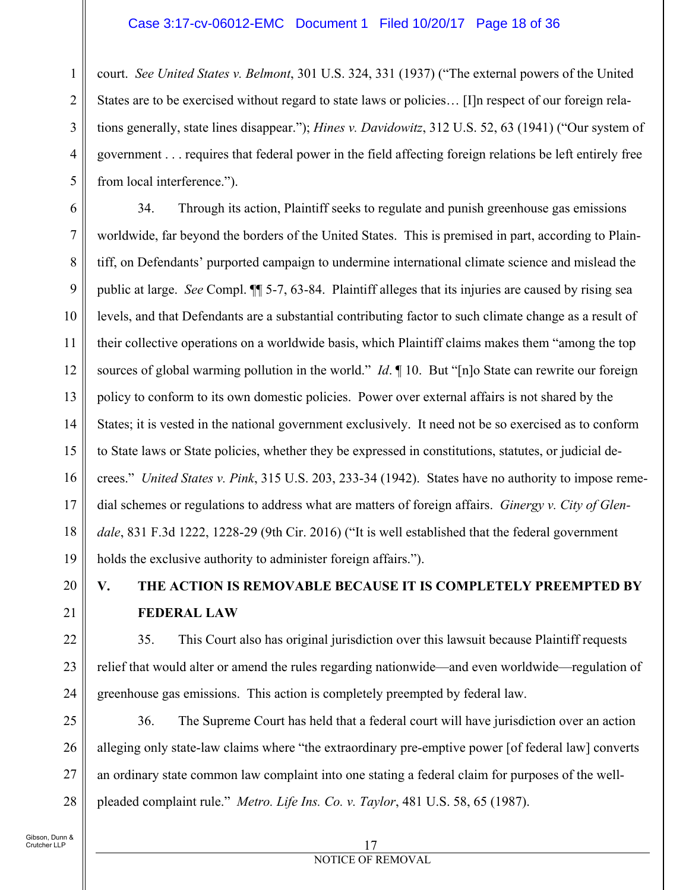court. *See United States v. Belmont*, 301 U.S. 324, 331 (1937) ("The external powers of the United States are to be exercised without regard to state laws or policies… [I]n respect of our foreign relations generally, state lines disappear."); *Hines v. Davidowitz*, 312 U.S. 52, 63 (1941) ("Our system of government . . . requires that federal power in the field affecting foreign relations be left entirely free from local interference.").

34. Through its action, Plaintiff seeks to regulate and punish greenhouse gas emissions worldwide, far beyond the borders of the United States. This is premised in part, according to Plaintiff, on Defendants' purported campaign to undermine international climate science and mislead the public at large. *See* Compl. ¶¶ 5-7, 63-84. Plaintiff alleges that its injuries are caused by rising sea levels, and that Defendants are a substantial contributing factor to such climate change as a result of their collective operations on a worldwide basis, which Plaintiff claims makes them "among the top sources of global warming pollution in the world." *Id*. ¶ 10. But "[n]o State can rewrite our foreign policy to conform to its own domestic policies. Power over external affairs is not shared by the States; it is vested in the national government exclusively. It need not be so exercised as to conform to State laws or State policies, whether they be expressed in constitutions, statutes, or judicial decrees." *United States v. Pink*, 315 U.S. 203, 233-34 (1942). States have no authority to impose remedial schemes or regulations to address what are matters of foreign affairs. *Ginergy v. City of Glendale*, 831 F.3d 1222, 1228-29 (9th Cir. 2016) ("It is well established that the federal government holds the exclusive authority to administer foreign affairs.").

## V. THE ACTION IS REMOVABLE BECAUSE IT IS COMPLETELY PREEMPTED BY FEDERAL LAW

35. This Court also has original jurisdiction over this lawsuit because Plaintiff requests relief that would alter or amend the rules regarding nationwide—and even worldwide—regulation of greenhouse gas emissions. This action is completely preempted by federal law.

36. The Supreme Court has held that a federal court will have jurisdiction over an action alleging only state-law claims where "the extraordinary pre-emptive power [of federal law] converts an ordinary state common law complaint into one stating a federal claim for purposes of the well-pleaded complaint rule." *Metro. Life Ins. Co. v. Taylor*, 481 U.S. 58, 65 (1987).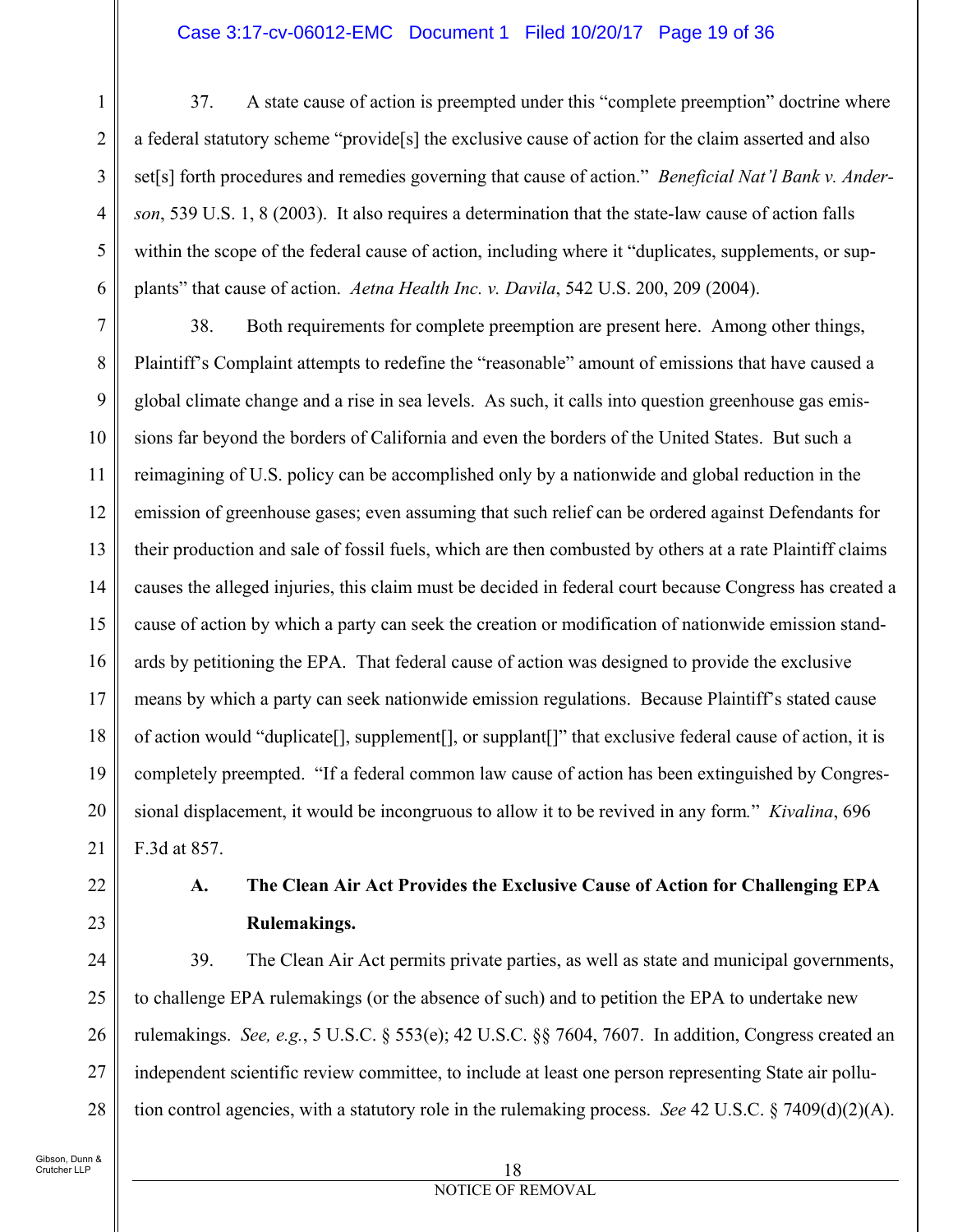37. A state cause of action is preempted under this "complete preemption" doctrine where a federal statutory scheme "provide[s] the exclusive cause of action for the claim asserted and also set[s] forth procedures and remedies governing that cause of action." *Beneficial Nat'l Bank v. Anderson*, 539 U.S. 1, 8 (2003). It also requires a determination that the state-law cause of action falls within the scope of the federal cause of action, including where it "duplicates, supplements, or supplants" that cause of action. *Aetna Health Inc. v. Davila*, 542 U.S. 200, 209 (2004).

38. Both requirements for complete preemption are present here. Among other things, Plaintiff's Complaint attempts to redefine the "reasonable" amount of emissions that have caused a global climate change and a rise in sea levels. As such, it calls into question greenhouse gas emissions far beyond the borders of California and even the borders of the United States. But such a reimagining of U.S. policy can be accomplished only by a nationwide and global reduction in the emission of greenhouse gases; even assuming that such relief can be ordered against Defendants for their production and sale of fossil fuels, which are then combusted by others at a rate Plaintiff claims causes the alleged injuries, this claim must be decided in federal court because Congress has created a cause of action by which a party can seek the creation or modification of nationwide emission standards by petitioning the EPA. That federal cause of action was designed to provide the exclusive means by which a party can seek nationwide emission regulations. Because Plaintiff's stated cause of action would "duplicate[], supplement[], or supplant[]" that exclusive federal cause of action, it is completely preempted. "If a federal common law cause of action has been extinguished by Congressional displacement, it would be incongruous to allow it to be revived in any form." *Kivalina*, 696 F.3d at 857.

### A. The Clean Air Act Provides the Exclusive Cause of Action for Challenging EPA Rulemakings.

39. The Clean Air Act permits private parties, as well as state and municipal governments, to challenge EPA rulemakings (or the absence of such) and to petition the EPA to undertake new rulemakings. *See, e.g.*, 5 U.S.C. § 553(e); 42 U.S.C. §§ 7604, 7607. In addition, Congress created an independent scientific review committee, to include at least one person representing State air pollution control agencies, with a statutory role in the rulemaking process. *See* 42 U.S.C. § 7409(d)(2)(A).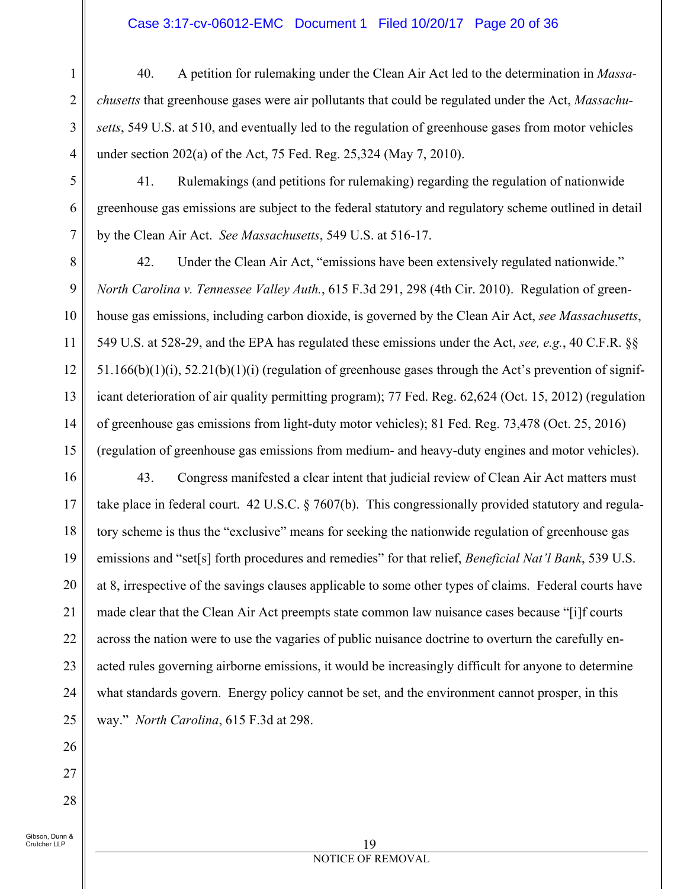40. A petition for rulemaking under the Clean Air Act led to the determination in *Massachusetts* that greenhouse gases were air pollutants that could be regulated under the Act, *Massachusetts*, 549 U.S. at 510, and eventually led to the regulation of greenhouse gases from motor vehicles under section 202(a) of the Act, 75 Fed. Reg. 25,324 (May 7, 2010).

41. Rulemakings (and petitions for rulemaking) regarding the regulation of nationwide greenhouse gas emissions are subject to the federal statutory and regulatory scheme outlined in detail by the Clean Air Act. *See Massachusetts*, 549 U.S. at 516-17.

42. Under the Clean Air Act, "emissions have been extensively regulated nationwide." *North Carolina v. Tennessee Valley Auth.*, 615 F.3d 291, 298 (4th Cir. 2010). Regulation of greenhouse gas emissions, including carbon dioxide, is governed by the Clean Air Act, *see Massachusetts*, 549 U.S. at 528-29, and the EPA has regulated these emissions under the Act, *see, e.g.*, 40 C.F.R. §§ 51.166(b)(1)(i), 52.21(b)(1)(i) (regulation of greenhouse gases through the Act's prevention of significant deterioration of air quality permitting program); 77 Fed. Reg. 62,624 (Oct. 15, 2012) (regulation of greenhouse gas emissions from light-duty motor vehicles); 81 Fed. Reg. 73,478 (Oct. 25, 2016) (regulation of greenhouse gas emissions from medium- and heavy-duty engines and motor vehicles).

43. Congress manifested a clear intent that judicial review of Clean Air Act matters must take place in federal court. 42 U.S.C. § 7607(b). This congressionally provided statutory and regulatory scheme is thus the "exclusive" means for seeking the nationwide regulation of greenhouse gas emissions and "set[s] forth procedures and remedies" for that relief, *Beneficial Nat'l Bank*, 539 U.S. at 8, irrespective of the savings clauses applicable to some other types of claims. Federal courts have made clear that the Clean Air Act preempts state common law nuisance cases because "[i]f courts across the nation were to use the vagaries of public nuisance doctrine to overturn the carefully enacted rules governing airborne emissions, it would be increasingly difficult for anyone to determine what standards govern. Energy policy cannot be set, and the environment cannot prosper, in this way." *North Carolina*, 615 F.3d at 298.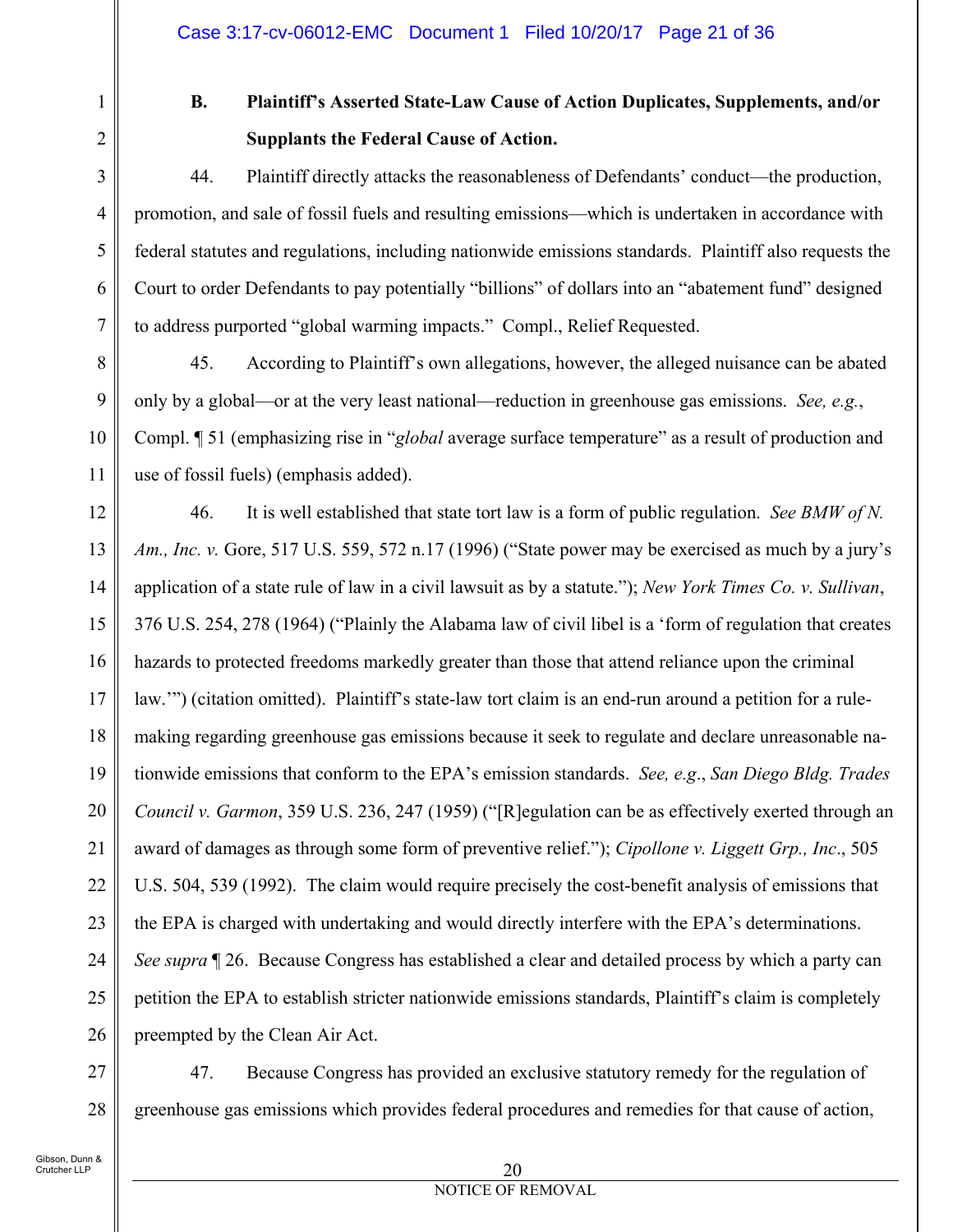### B. Plaintiff's Asserted State-Law Cause of Action Duplicates, Supplements, and/or Supplants the Federal Cause of Action.

44. Plaintiff directly attacks the reasonableness of Defendants' conduct—the production, promotion, and sale of fossil fuels and resulting emissions—which is undertaken in accordance with federal statutes and regulations, including nationwide emissions standards. Plaintiff also requests the Court to order Defendants to pay potentially "billions" of dollars into an "abatement fund" designed to address purported "global warming impacts." Compl., Relief Requested.

45. According to Plaintiff's own allegations, however, the alleged nuisance can be abated only by a global—or at the very least national—reduction in greenhouse gas emissions. *See, e.g.*, Compl. ¶ 51 (emphasizing rise in "*global* average surface temperature" as a result of production and use of fossil fuels) (emphasis added).

46. It is well established that state tort law is a form of public regulation. *See BMW of N. Am., Inc. v.* Gore, 517 U.S. 559, 572 n.17 (1996) ("State power may be exercised as much by a jury's application of a state rule of law in a civil lawsuit as by a statute."); *New York Times Co. v. Sullivan*, 376 U.S. 254, 278 (1964) ("Plainly the Alabama law of civil libel is a 'form of regulation that creates hazards to protected freedoms markedly greater than those that attend reliance upon the criminal law.'") (citation omitted). Plaintiff's state-law tort claim is an end-run around a petition for a rule-making regarding greenhouse gas emissions because it seek to regulate and declare unreasonable nationwide emissions that conform to the EPA's emission standards. *See, e.g*., *San Diego Bldg. Trades Council v. Garmon*, 359 U.S. 236, 247 (1959) ("[R]egulation can be as effectively exerted through an award of damages as through some form of preventive relief."); *Cipollone v. Liggett Grp., Inc*., 505 U.S. 504, 539 (1992). The claim would require precisely the cost-benefit analysis of emissions that the EPA is charged with undertaking and would directly interfere with the EPA's determinations. *See supra* ¶ 26. Because Congress has established a clear and detailed process by which a party can petition the EPA to establish stricter nationwide emissions standards, Plaintiff's claim is completely preempted by the Clean Air Act.

47. Because Congress has provided an exclusive statutory remedy for the regulation of greenhouse gas emissions which provides federal procedures and remedies for that cause of action,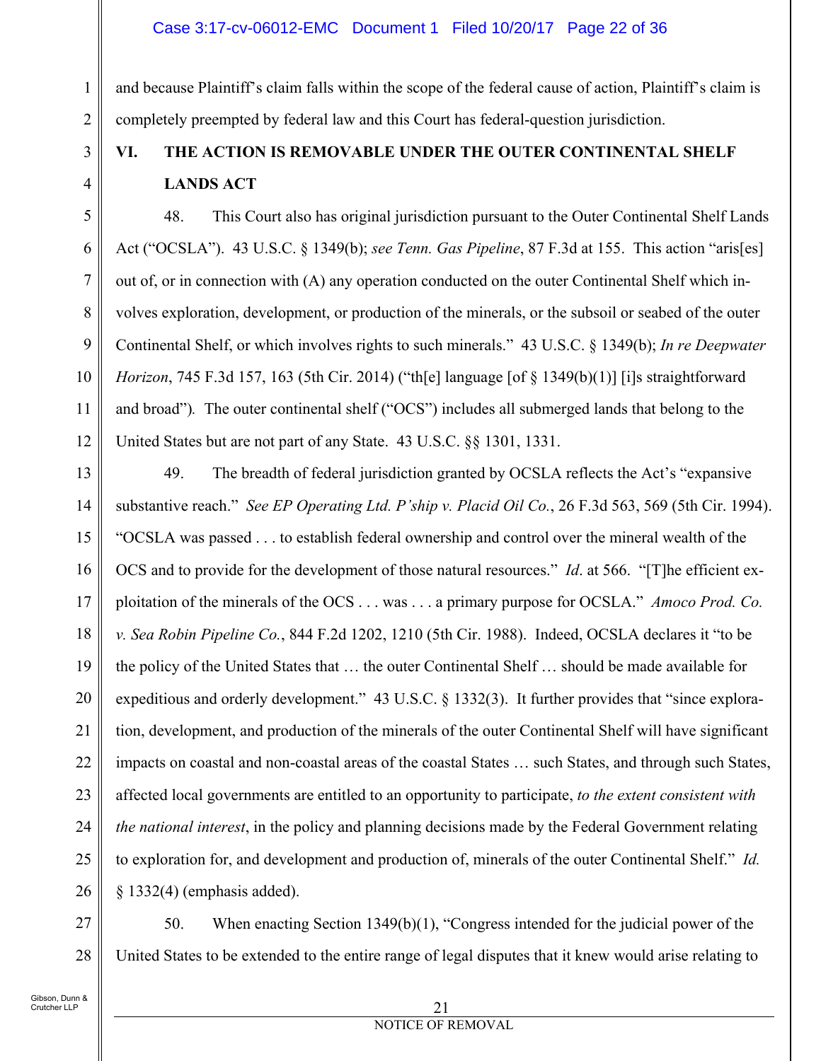and because Plaintiff's claim falls within the scope of the federal cause of action, Plaintiff's claim is completely preempted by federal law and this Court has federal-question jurisdiction.

## VI. THE ACTION IS REMOVABLE UNDER THE OUTER CONTINENTAL SHELF LANDS ACT

48. This Court also has original jurisdiction pursuant to the Outer Continental Shelf Lands Act ("OCSLA"). 43 U.S.C. § 1349(b); *see Tenn. Gas Pipeline*, 87 F.3d at 155. This action "aris[es] out of, or in connection with (A) any operation conducted on the outer Continental Shelf which involves exploration, development, or production of the minerals, or the subsoil or seabed of the outer Continental Shelf, or which involves rights to such minerals." 43 U.S.C. § 1349(b); *In re Deepwater Horizon*, 745 F.3d 157, 163 (5th Cir. 2014) ("th[e] language [of § 1349(b)(1)] [i]s straightforward and broad"). The outer continental shelf ("OCS") includes all submerged lands that belong to the United States but are not part of any State. 43 U.S.C. §§ 1301, 1331.

49. The breadth of federal jurisdiction granted by OCSLA reflects the Act's "expansive substantive reach." *See EP Operating Ltd. P'ship v. Placid Oil Co.*, 26 F.3d 563, 569 (5th Cir. 1994). "OCSLA was passed . . . to establish federal ownership and control over the mineral wealth of the OCS and to provide for the development of those natural resources." *Id*. at 566. "[T]he efficient exploitation of the minerals of the OCS . . . was . . . a primary purpose for OCSLA." *Amoco Prod. Co. v. Sea Robin Pipeline Co.*, 844 F.2d 1202, 1210 (5th Cir. 1988). Indeed, OCSLA declares it "to be the policy of the United States that … the outer Continental Shelf … should be made available for expeditious and orderly development." 43 U.S.C. § 1332(3). It further provides that "since exploration, development, and production of the minerals of the outer Continental Shelf will have significant impacts on coastal and non-coastal areas of the coastal States … such States, and through such States, affected local governments are entitled to an opportunity to participate, *to the extent consistent with the national interest*, in the policy and planning decisions made by the Federal Government relating to exploration for, and development and production of, minerals of the outer Continental Shelf." *Id.* § 1332(4) (emphasis added).

50. When enacting Section 1349(b)(1), "Congress intended for the judicial power of the United States to be extended to the entire range of legal disputes that it knew would arise relating to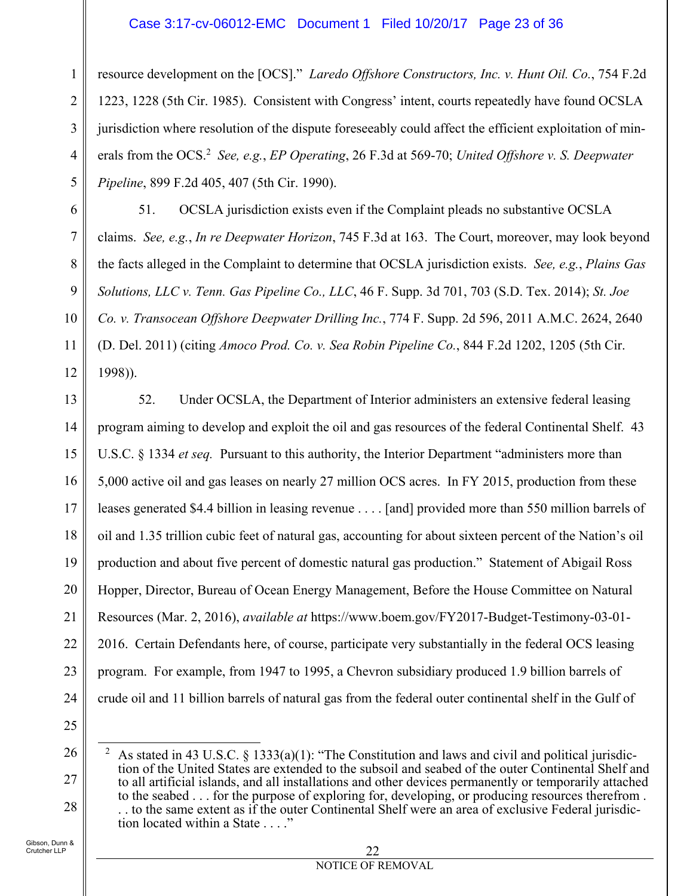resource development on the [OCS]." *Laredo Offshore Constructors, Inc. v. Hunt Oil. Co.*, 754 F.2d 1223, 1228 (5th Cir. 1985). Consistent with Congress' intent, courts repeatedly have found OCSLA jurisdiction where resolution of the dispute foreseeably could affect the efficient exploitation of minerals from the OCS.[2] *See, e.g.*, *EP Operating*, 26 F.3d at 569-70; *United Offshore v. S. Deepwater Pipeline*, 899 F.2d 405, 407 (5th Cir. 1990).

51. OCSLA jurisdiction exists even if the Complaint pleads no substantive OCSLA claims. *See, e.g.*, *In re Deepwater Horizon*, 745 F.3d at 163. The Court, moreover, may look beyond the facts alleged in the Complaint to determine that OCSLA jurisdiction exists. *See, e.g.*, *Plains Gas Solutions, LLC v. Tenn. Gas Pipeline Co., LLC*, 46 F. Supp. 3d 701, 703 (S.D. Tex. 2014); *St. Joe Co. v. Transocean Offshore Deepwater Drilling Inc.*, 774 F. Supp. 2d 596, 2011 A.M.C. 2624, 2640 (D. Del. 2011) (citing *Amoco Prod. Co. v. Sea Robin Pipeline Co.*, 844 F.2d 1202, 1205 (5th Cir. 1998)).

52. Under OCSLA, the Department of Interior administers an extensive federal leasing program aiming to develop and exploit the oil and gas resources of the federal Continental Shelf. 43 U.S.C. § 1334 *et seq.* Pursuant to this authority, the Interior Department "administers more than 5,000 active oil and gas leases on nearly 27 million OCS acres. In FY 2015, production from these leases generated $4.4 billion in leasing revenue . . . . [and] provided more than 550 million barrels of oil and 1.35 trillion cubic feet of natural gas, accounting for about sixteen percent of the Nation's oil production and about five percent of domestic natural gas production." Statement of Abigail Ross Hopper, Director, Bureau of Ocean Energy Management, Before the House Committee on Natural Resources (Mar. 2, 2016), *available at* https://www.boem.gov/FY2017-Budget-Testimony-03-01-2016. Certain Defendants here, of course, participate very substantially in the federal OCS leasing program. For example, from 1947 to 1995, a Chevron subsidiary produced 1.9 billion barrels of crude oil and 11 billion barrels of natural gas from the federal outer continental shelf in the Gulf of

---

[2] As stated in 43 U.S.C. § 1333(a)(1): "The Constitution and laws and civil and political jurisdiction of the United States are extended to the subsoil and seabed of the outer Continental Shelf and to all artificial islands, and all installations and other devices permanently or temporarily attached to the seabed . . . for the purpose of exploring for, developing, or producing resources therefrom . . . to the same extent as if the outer Continental Shelf were an area of exclusive Federal jurisdiction located within a State . . . ."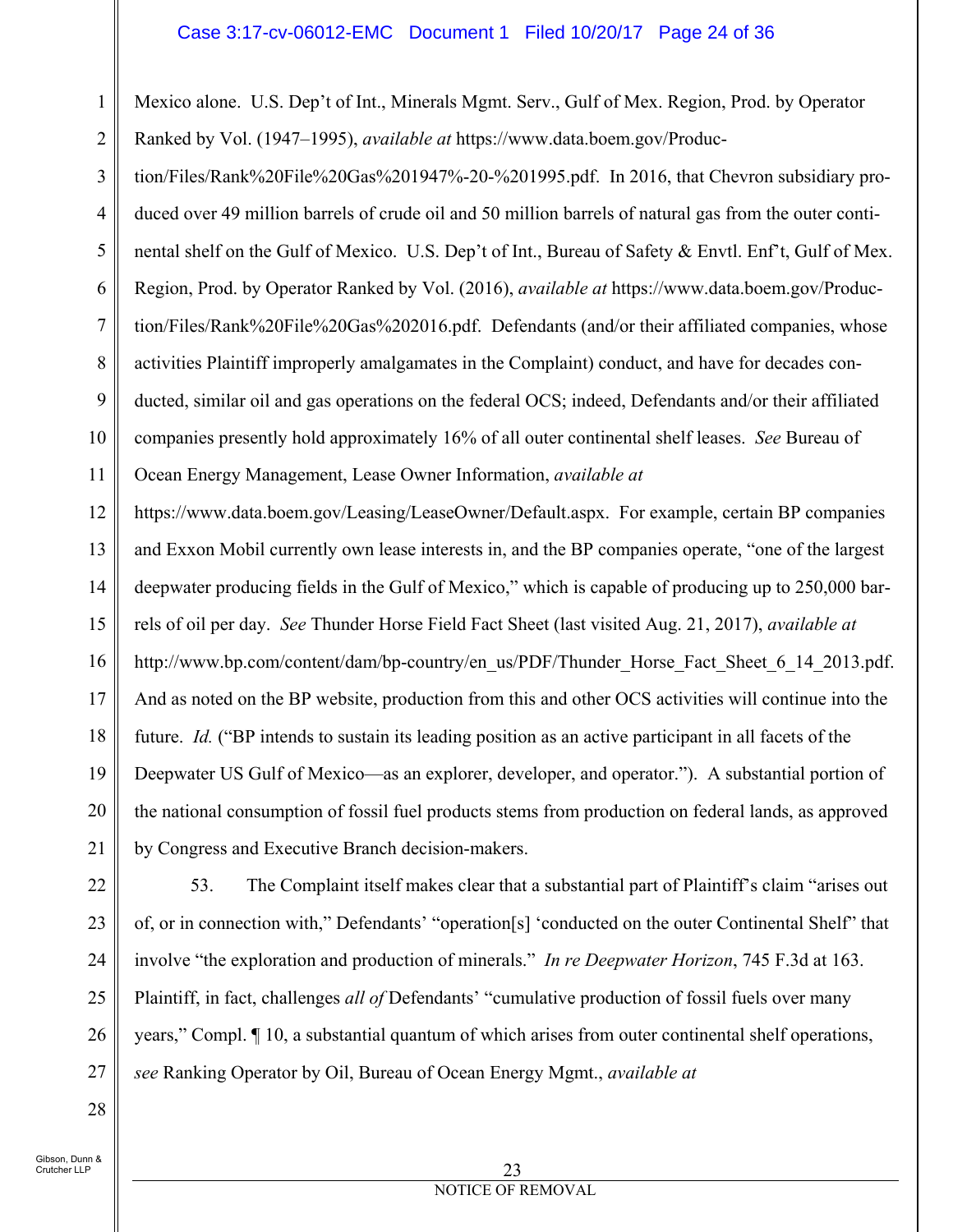Mexico alone. U.S. Dep't of Int., Minerals Mgmt. Serv., Gulf of Mex. Region, Prod. by Operator Ranked by Vol. (1947–1995), *available at* https://www.data.boem.gov/Production/Files/Rank%20File%20Gas%201947%-20-%201995.pdf. In 2016, that Chevron subsidiary produced over 49 million barrels of crude oil and 50 million barrels of natural gas from the outer continental shelf on the Gulf of Mexico. U.S. Dep't of Int., Bureau of Safety & Envtl. Enf't, Gulf of Mex. Region, Prod. by Operator Ranked by Vol. (2016), *available at* https://www.data.boem.gov/Production/Files/Rank%20File%20Gas%202016.pdf. Defendants (and/or their affiliated companies, whose activities Plaintiff improperly amalgamates in the Complaint) conduct, and have for decades conducted, similar oil and gas operations on the federal OCS; indeed, Defendants and/or their affiliated companies presently hold approximately 16% of all outer continental shelf leases. *See* Bureau of Ocean Energy Management, Lease Owner Information, *available at* https://www.data.boem.gov/Leasing/LeaseOwner/Default.aspx. For example, certain BP companies and Exxon Mobil currently own lease interests in, and the BP companies operate, "one of the largest deepwater producing fields in the Gulf of Mexico," which is capable of producing up to 250,000 barrels of oil per day. *See* Thunder Horse Field Fact Sheet (last visited Aug. 21, 2017), *available at* http://www.bp.com/content/dam/bp-country/en_us/PDF/Thunder_Horse_Fact_Sheet_6_14_2013.pdf. And as noted on the BP website, production from this and other OCS activities will continue into the future. *Id.* ("BP intends to sustain its leading position as an active participant in all facets of the Deepwater US Gulf of Mexico—as an explorer, developer, and operator."). A substantial portion of the national consumption of fossil fuel products stems from production on federal lands, as approved by Congress and Executive Branch decision-makers.

53. The Complaint itself makes clear that a substantial part of Plaintiff's claim "arises out of, or in connection with," Defendants' "operation[s] 'conducted on the outer Continental Shelf' that involve "the exploration and production of minerals." *In re Deepwater Horizon*, 745 F.3d at 163. Plaintiff, in fact, challenges *all of* Defendants' "cumulative production of fossil fuels over many years," Compl. ¶ 10, a substantial quantum of which arises from outer continental shelf operations, *see* Ranking Operator by Oil, Bureau of Ocean Energy Mgmt., *available at*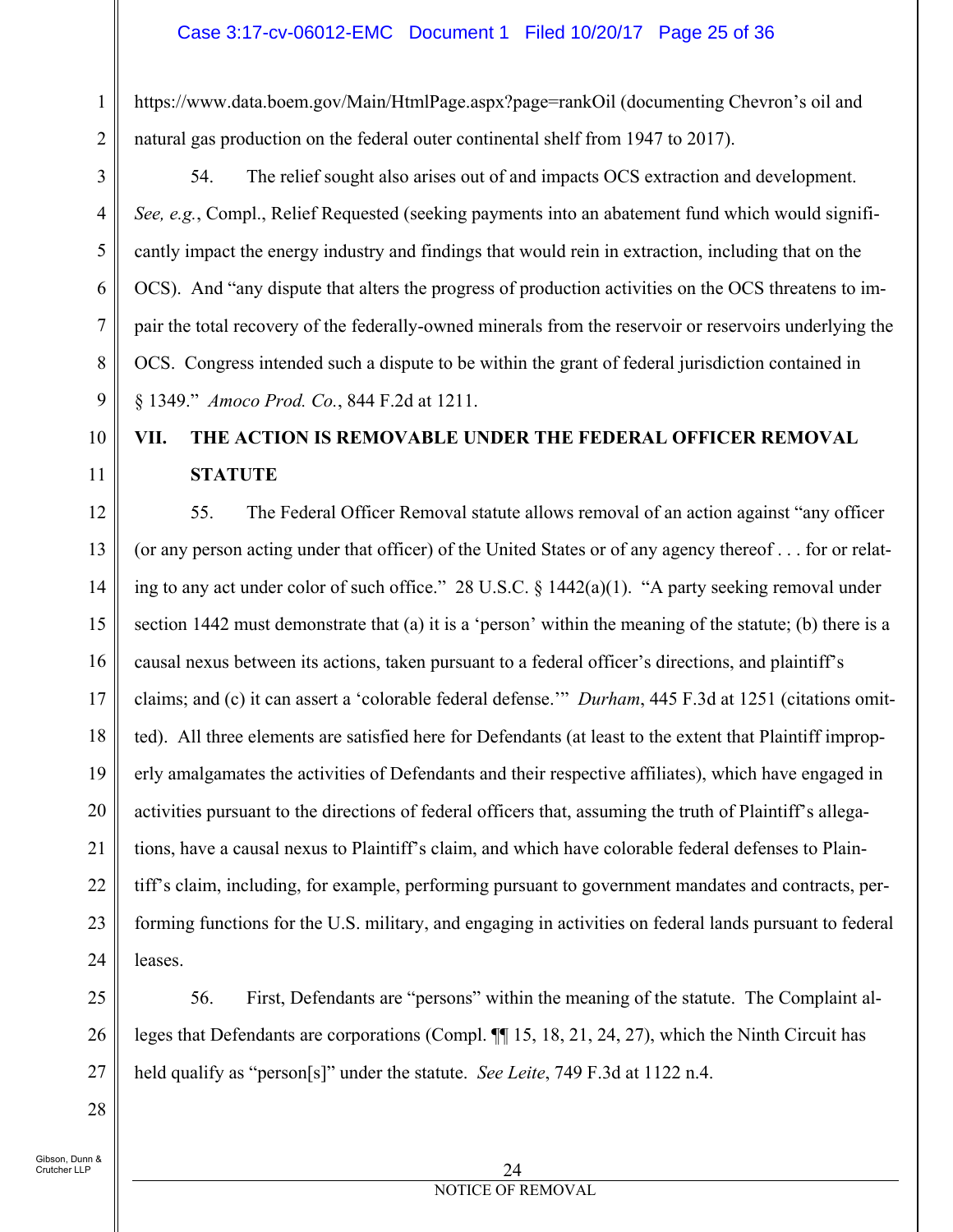https://www.data.boem.gov/Main/HtmlPage.aspx?page=rankOil (documenting Chevron's oil and natural gas production on the federal outer continental shelf from 1947 to 2017).

54. The relief sought also arises out of and impacts OCS extraction and development. *See, e.g.*, Compl., Relief Requested (seeking payments into an abatement fund which would significantly impact the energy industry and findings that would rein in extraction, including that on the OCS). And "any dispute that alters the progress of production activities on the OCS threatens to impair the total recovery of the federally-owned minerals from the reservoir or reservoirs underlying the OCS. Congress intended such a dispute to be within the grant of federal jurisdiction contained in § 1349." *Amoco Prod. Co.*, 844 F.2d at 1211.

## VII. THE ACTION IS REMOVABLE UNDER THE FEDERAL OFFICER REMOVAL STATUTE

55. The Federal Officer Removal statute allows removal of an action against "any officer (or any person acting under that officer) of the United States or of any agency thereof . . . for or relating to any act under color of such office." 28 U.S.C. § 1442(a)(1). "A party seeking removal under section 1442 must demonstrate that (a) it is a 'person' within the meaning of the statute; (b) there is a causal nexus between its actions, taken pursuant to a federal officer's directions, and plaintiff's claims; and (c) it can assert a 'colorable federal defense.'" *Durham*, 445 F.3d at 1251 (citations omitted). All three elements are satisfied here for Defendants (at least to the extent that Plaintiff improperly amalgamates the activities of Defendants and their respective affiliates), which have engaged in activities pursuant to the directions of federal officers that, assuming the truth of Plaintiff's allegations, have a causal nexus to Plaintiff's claim, and which have colorable federal defenses to Plaintiff's claim, including, for example, performing pursuant to government mandates and contracts, performing functions for the U.S. military, and engaging in activities on federal lands pursuant to federal leases.

56. First, Defendants are "persons" within the meaning of the statute. The Complaint alleges that Defendants are corporations (Compl. ¶¶ 15, 18, 21, 24, 27), which the Ninth Circuit has held qualify as "person[s]" under the statute. *See Leite*, 749 F.3d at 1122 n.4.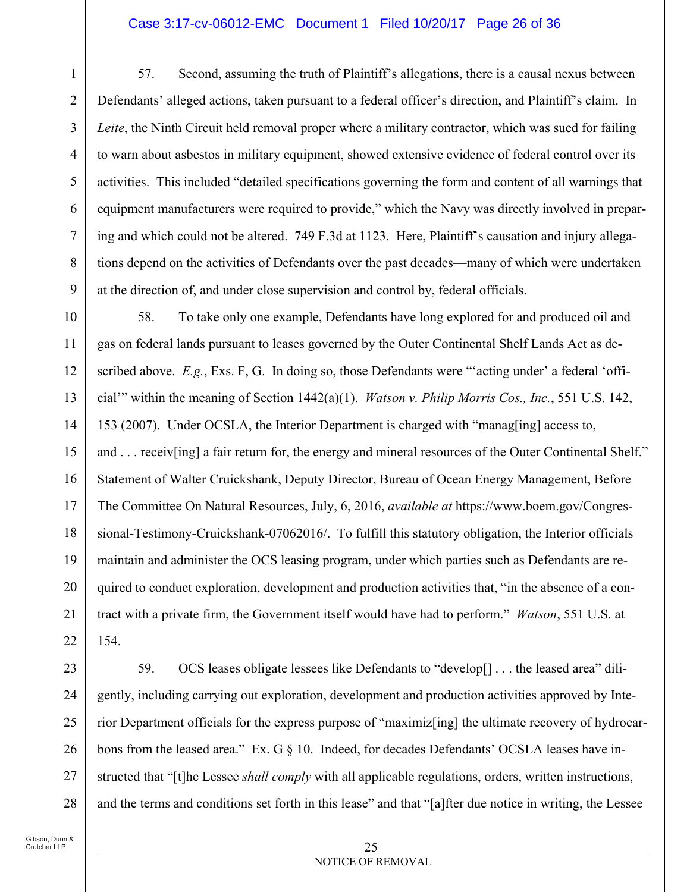57. Second, assuming the truth of Plaintiff's allegations, there is a causal nexus between Defendants' alleged actions, taken pursuant to a federal officer's direction, and Plaintiff's claim. In *Leite*, the Ninth Circuit held removal proper where a military contractor, which was sued for failing to warn about asbestos in military equipment, showed extensive evidence of federal control over its activities. This included "detailed specifications governing the form and content of all warnings that equipment manufacturers were required to provide," which the Navy was directly involved in preparing and which could not be altered. 749 F.3d at 1123. Here, Plaintiff's causation and injury allegations depend on the activities of Defendants over the past decades—many of which were undertaken at the direction of, and under close supervision and control by, federal officials.

58. To take only one example, Defendants have long explored for and produced oil and gas on federal lands pursuant to leases governed by the Outer Continental Shelf Lands Act as described above. *E.g.*, Exs. F, G. In doing so, those Defendants were "'acting under' a federal 'official'" within the meaning of Section 1442(a)(1). *Watson v. Philip Morris Cos., Inc.*, 551 U.S. 142, 153 (2007). Under OCSLA, the Interior Department is charged with "manag[ing] access to, and . . . receiv[ing] a fair return for, the energy and mineral resources of the Outer Continental Shelf." Statement of Walter Cruickshank, Deputy Director, Bureau of Ocean Energy Management, Before The Committee On Natural Resources, July, 6, 2016, *available at* https://www.boem.gov/Congressional-Testimony-Cruickshank-07062016/. To fulfill this statutory obligation, the Interior officials maintain and administer the OCS leasing program, under which parties such as Defendants are required to conduct exploration, development and production activities that, "in the absence of a contract with a private firm, the Government itself would have had to perform." *Watson*, 551 U.S. at 154.

59. OCS leases obligate lessees like Defendants to "develop[] . . . the leased area" diligently, including carrying out exploration, development and production activities approved by Interior Department officials for the express purpose of "maximiz[ing] the ultimate recovery of hydrocarbons from the leased area." Ex. G § 10. Indeed, for decades Defendants' OCSLA leases have instructed that "[t]he Lessee *shall comply* with all applicable regulations, orders, written instructions, and the terms and conditions set forth in this lease" and that "[a]fter due notice in writing, the Lessee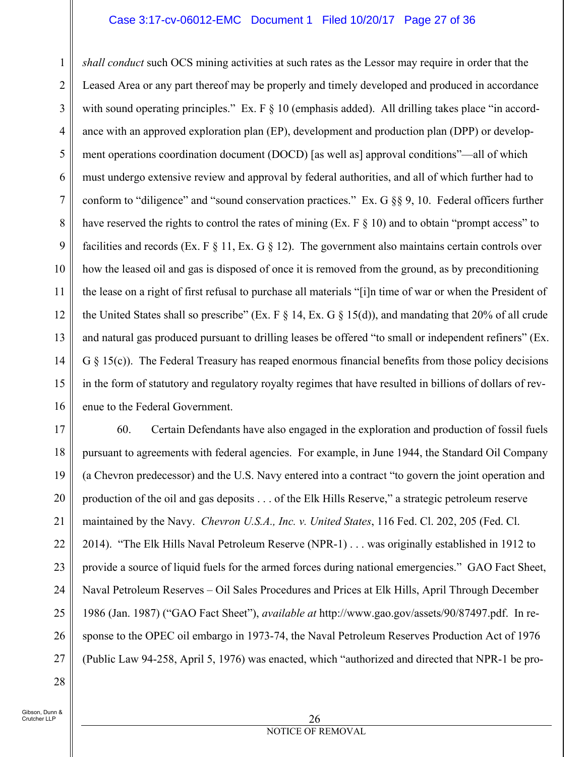*shall conduct* such OCS mining activities at such rates as the Lessor may require in order that the Leased Area or any part thereof may be properly and timely developed and produced in accordance with sound operating principles." Ex. F § 10 (emphasis added). All drilling takes place "in accordance with an approved exploration plan (EP), development and production plan (DPP) or development operations coordination document (DOCD) [as well as] approval conditions"—all of which must undergo extensive review and approval by federal authorities, and all of which further had to conform to "diligence" and "sound conservation practices." Ex. G §§ 9, 10. Federal officers further have reserved the rights to control the rates of mining (Ex. F § 10) and to obtain "prompt access" to facilities and records (Ex. F § 11, Ex. G § 12). The government also maintains certain controls over how the leased oil and gas is disposed of once it is removed from the ground, as by preconditioning the lease on a right of first refusal to purchase all materials "[i]n time of war or when the President of the United States shall so prescribe" (Ex. F § 14, Ex. G § 15(d)), and mandating that 20% of all crude and natural gas produced pursuant to drilling leases be offered "to small or independent refiners" (Ex. G § 15(c)). The Federal Treasury has reaped enormous financial benefits from those policy decisions in the form of statutory and regulatory royalty regimes that have resulted in billions of dollars of revenue to the Federal Government.

60. Certain Defendants have also engaged in the exploration and production of fossil fuels pursuant to agreements with federal agencies. For example, in June 1944, the Standard Oil Company (a Chevron predecessor) and the U.S. Navy entered into a contract "to govern the joint operation and production of the oil and gas deposits . . . of the Elk Hills Reserve," a strategic petroleum reserve maintained by the Navy. *Chevron U.S.A., Inc. v. United States*, 116 Fed. Cl. 202, 205 (Fed. Cl. 2014). "The Elk Hills Naval Petroleum Reserve (NPR-1) . . . was originally established in 1912 to provide a source of liquid fuels for the armed forces during national emergencies." GAO Fact Sheet, Naval Petroleum Reserves – Oil Sales Procedures and Prices at Elk Hills, April Through December 1986 (Jan. 1987) ("GAO Fact Sheet"), *available at* http://www.gao.gov/assets/90/87497.pdf. In response to the OPEC oil embargo in 1973-74, the Naval Petroleum Reserves Production Act of 1976 (Public Law 94-258, April 5, 1976) was enacted, which "authorized and directed that NPR-1 be pro-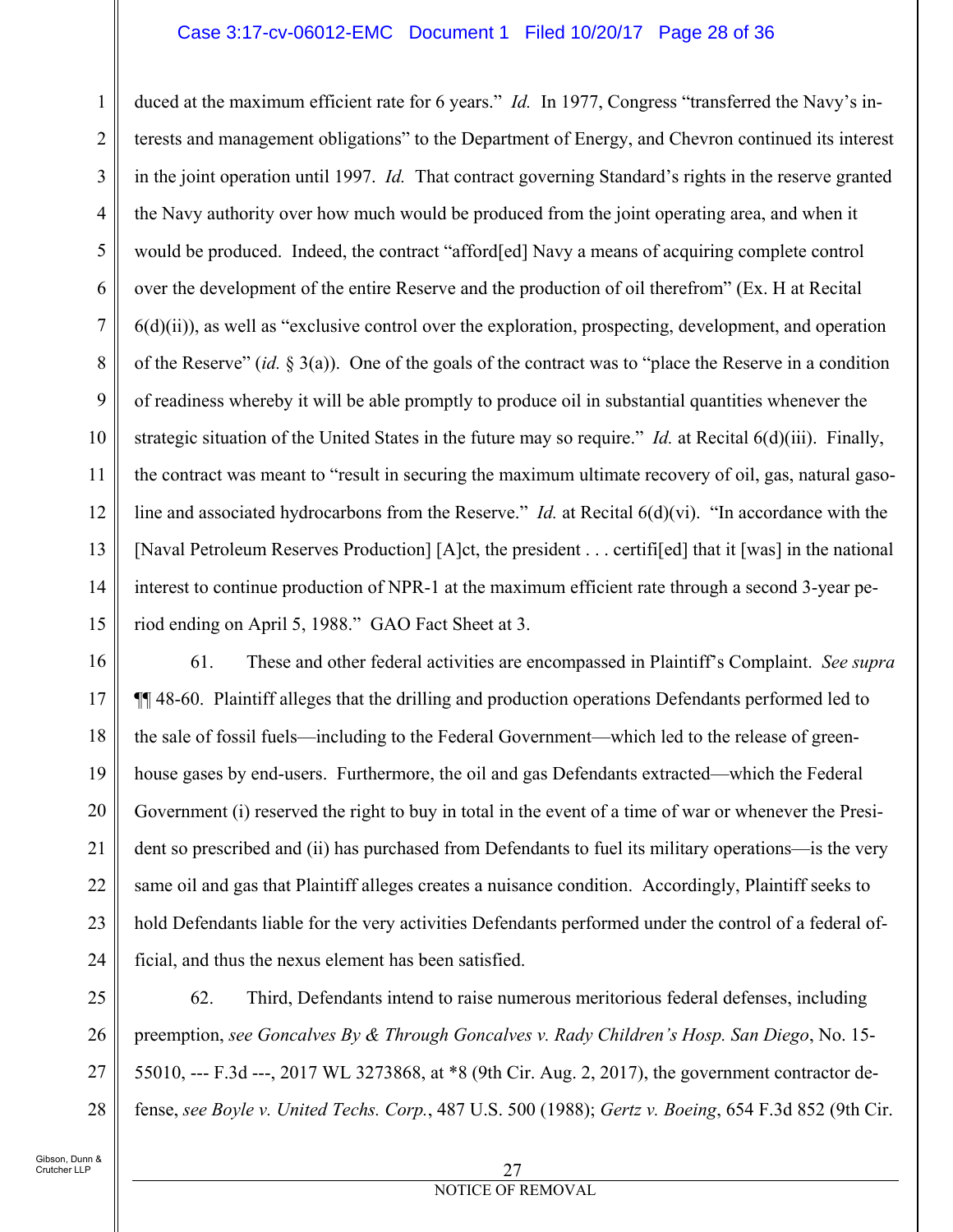duced at the maximum efficient rate for 6 years." *Id.* In 1977, Congress "transferred the Navy's interests and management obligations" to the Department of Energy, and Chevron continued its interest in the joint operation until 1997. *Id.* That contract governing Standard's rights in the reserve granted the Navy authority over how much would be produced from the joint operating area, and when it would be produced. Indeed, the contract "afford[ed] Navy a means of acquiring complete control over the development of the entire Reserve and the production of oil therefrom" (Ex. H at Recital 6(d)(ii)), as well as "exclusive control over the exploration, prospecting, development, and operation of the Reserve" (*id.* § 3(a)). One of the goals of the contract was to "place the Reserve in a condition of readiness whereby it will be able promptly to produce oil in substantial quantities whenever the strategic situation of the United States in the future may so require." *Id.* at Recital 6(d)(iii). Finally, the contract was meant to "result in securing the maximum ultimate recovery of oil, gas, natural gasoline and associated hydrocarbons from the Reserve." *Id.* at Recital 6(d)(vi). "In accordance with the [Naval Petroleum Reserves Production] [A]ct, the president . . . certifi[ed] that it [was] in the national interest to continue production of NPR-1 at the maximum efficient rate through a second 3-year period ending on April 5, 1988." GAO Fact Sheet at 3.

61. These and other federal activities are encompassed in Plaintiff's Complaint. *See supra* ¶¶ 48-60. Plaintiff alleges that the drilling and production operations Defendants performed led to the sale of fossil fuels—including to the Federal Government—which led to the release of greenhouse gases by end-users. Furthermore, the oil and gas Defendants extracted—which the Federal Government (i) reserved the right to buy in total in the event of a time of war or whenever the President so prescribed and (ii) has purchased from Defendants to fuel its military operations—is the very same oil and gas that Plaintiff alleges creates a nuisance condition. Accordingly, Plaintiff seeks to hold Defendants liable for the very activities Defendants performed under the control of a federal official, and thus the nexus element has been satisfied.

62. Third, Defendants intend to raise numerous meritorious federal defenses, including preemption, *see Goncalves By & Through Goncalves v. Rady Children's Hosp. San Diego*, No. 15-55010, --- F.3d ---, 2017 WL 3273868, at *8 (9th Cir. Aug. 2, 2017), the government contractor defense, *see Boyle v. United Techs. Corp.*, 487 U.S. 500 (1988); *Gertz v. Boeing*, 654 F.3d 852 (9th Cir.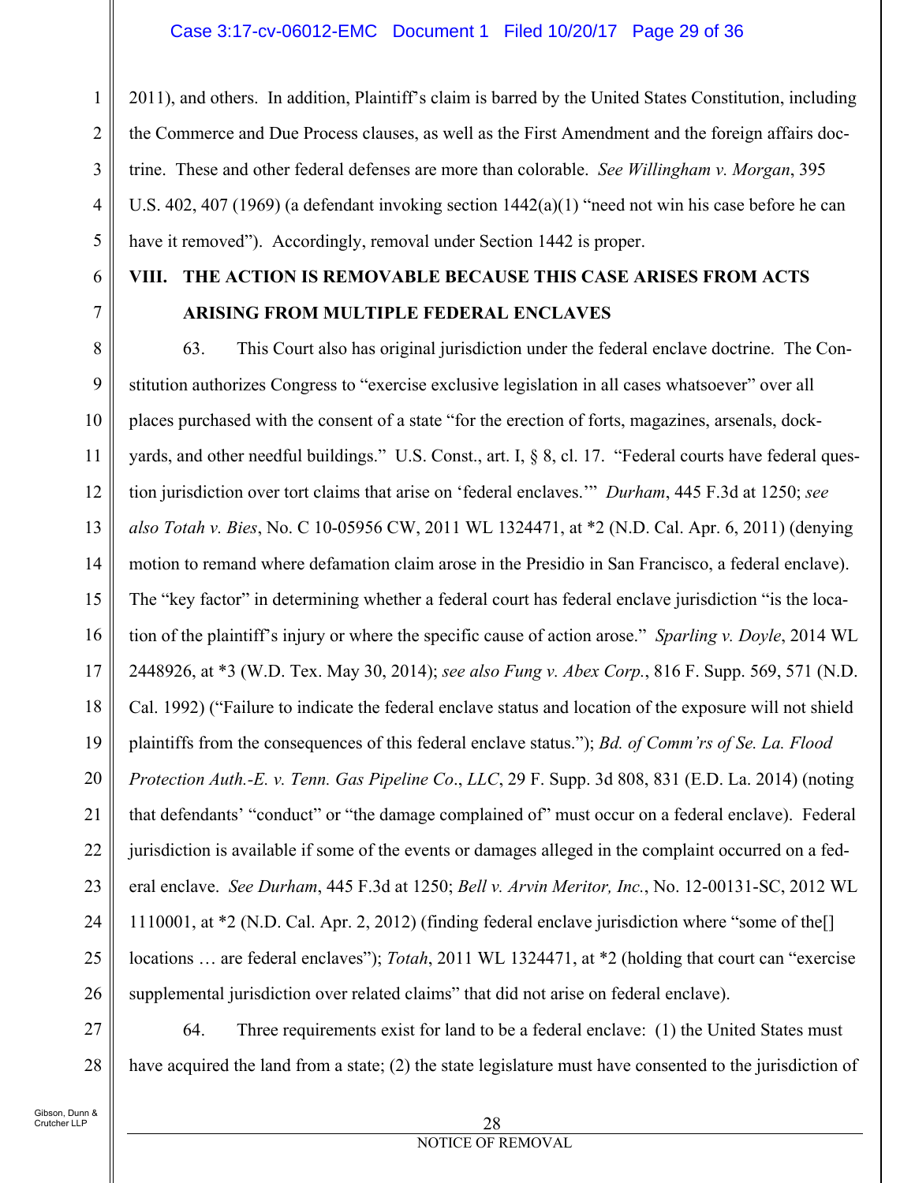2011), and others. In addition, Plaintiff's claim is barred by the United States Constitution, including the Commerce and Due Process clauses, as well as the First Amendment and the foreign affairs doctrine. These and other federal defenses are more than colorable. *See Willingham v. Morgan*, 395 U.S. 402, 407 (1969) (a defendant invoking section 1442(a)(1) "need not win his case before he can have it removed"). Accordingly, removal under Section 1442 is proper.

## VIII. THE ACTION IS REMOVABLE BECAUSE THIS CASE ARISES FROM ACTS ARISING FROM MULTIPLE FEDERAL ENCLAVES

63. This Court also has original jurisdiction under the federal enclave doctrine. The Constitution authorizes Congress to "exercise exclusive legislation in all cases whatsoever" over all places purchased with the consent of a state "for the erection of forts, magazines, arsenals, dockyards, and other needful buildings." U.S. Const., art. I, § 8, cl. 17. "Federal courts have federal question jurisdiction over tort claims that arise on 'federal enclaves.'" *Durham*, 445 F.3d at 1250; *see also Totah v. Bies*, No. C 10-05956 CW, 2011 WL 1324471, at *2 (N.D. Cal. Apr. 6, 2011) (denying motion to remand where defamation claim arose in the Presidio in San Francisco, a federal enclave). The "key factor" in determining whether a federal court has federal enclave jurisdiction "is the location of the plaintiff's injury or where the specific cause of action arose." *Sparling v. Doyle*, 2014 WL 2448926, at *3 (W.D. Tex. May 30, 2014); *see also Fung v. Abex Corp.*, 816 F. Supp. 569, 571 (N.D. Cal. 1992) ("Failure to indicate the federal enclave status and location of the exposure will not shield plaintiffs from the consequences of this federal enclave status."); *Bd. of Comm'rs of Se. La. Flood Protection Auth.-E. v. Tenn. Gas Pipeline Co., LLC*, 29 F. Supp. 3d 808, 831 (E.D. La. 2014) (noting that defendants' "conduct" or "the damage complained of" must occur on a federal enclave). Federal jurisdiction is available if some of the events or damages alleged in the complaint occurred on a federal enclave. *See Durham*, 445 F.3d at 1250; *Bell v. Arvin Meritor, Inc.*, No. 12-00131-SC, 2012 WL 1110001, at *2 (N.D. Cal. Apr. 2, 2012) (finding federal enclave jurisdiction where "some of the[] locations … are federal enclaves"); *Totah*, 2011 WL 1324471, at *2 (holding that court can "exercise supplemental jurisdiction over related claims" that did not arise on federal enclave).

64. Three requirements exist for land to be a federal enclave: (1) the United States must have acquired the land from a state; (2) the state legislature must have consented to the jurisdiction of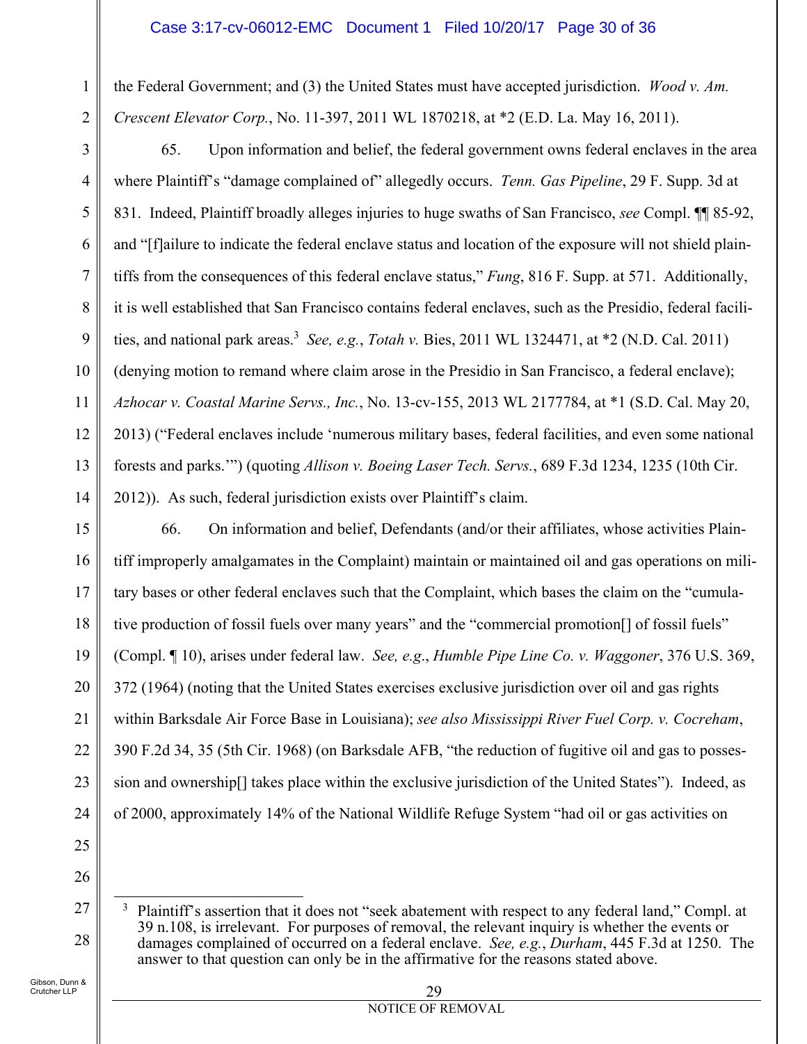the Federal Government; and (3) the United States must have accepted jurisdiction. *Wood v. Am. Crescent Elevator Corp.*, No. 11-397, 2011 WL 1870218, at *2 (E.D. La. May 16, 2011).

65. Upon information and belief, the federal government owns federal enclaves in the area where Plaintiff's "damage complained of" allegedly occurs. *Tenn. Gas Pipeline*, 29 F. Supp. 3d at 831. Indeed, Plaintiff broadly alleges injuries to huge swaths of San Francisco, *see* Compl. ¶¶ 85-92, and "[f]ailure to indicate the federal enclave status and location of the exposure will not shield plaintiffs from the consequences of this federal enclave status," *Fung*, 816 F. Supp. at 571. Additionally, it is well established that San Francisco contains federal enclaves, such as the Presidio, federal facilities, and national park areas.[3] *See, e.g.*, *Totah v.* Bies, 2011 WL 1324471, at *2 (N.D. Cal. 2011) (denying motion to remand where claim arose in the Presidio in San Francisco, a federal enclave); *Azhocar v. Coastal Marine Servs., Inc.*, No. 13-cv-155, 2013 WL 2177784, at *1 (S.D. Cal. May 20, 2013) ("Federal enclaves include 'numerous military bases, federal facilities, and even some national forests and parks.'") (quoting *Allison v. Boeing Laser Tech. Servs.*, 689 F.3d 1234, 1235 (10th Cir. 2012)). As such, federal jurisdiction exists over Plaintiff's claim.

66. On information and belief, Defendants (and/or their affiliates, whose activities Plaintiff improperly amalgamates in the Complaint) maintain or maintained oil and gas operations on military bases or other federal enclaves such that the Complaint, which bases the claim on the "cumulative production of fossil fuels over many years" and the "commercial promotion[] of fossil fuels" (Compl. ¶ 10), arises under federal law. *See, e.g.*, *Humble Pipe Line Co. v. Waggoner*, 376 U.S. 369, 372 (1964) (noting that the United States exercises exclusive jurisdiction over oil and gas rights within Barksdale Air Force Base in Louisiana); *see also Mississippi River Fuel Corp. v. Cocreham*, 390 F.2d 34, 35 (5th Cir. 1968) (on Barksdale AFB, "the reduction of fugitive oil and gas to possession and ownership[] takes place within the exclusive jurisdiction of the United States"). Indeed, as of 2000, approximately 14% of the National Wildlife Refuge System "had oil or gas activities on

---

[3] Plaintiff's assertion that it does not "seek abatement with respect to any federal land," Compl. at 39 n.108, is irrelevant. For purposes of removal, the relevant inquiry is whether the events or damages complained of occurred on a federal enclave. *See, e.g.*, *Durham*, 445 F.3d at 1250. The answer to that question can only be in the affirmative for the reasons stated above.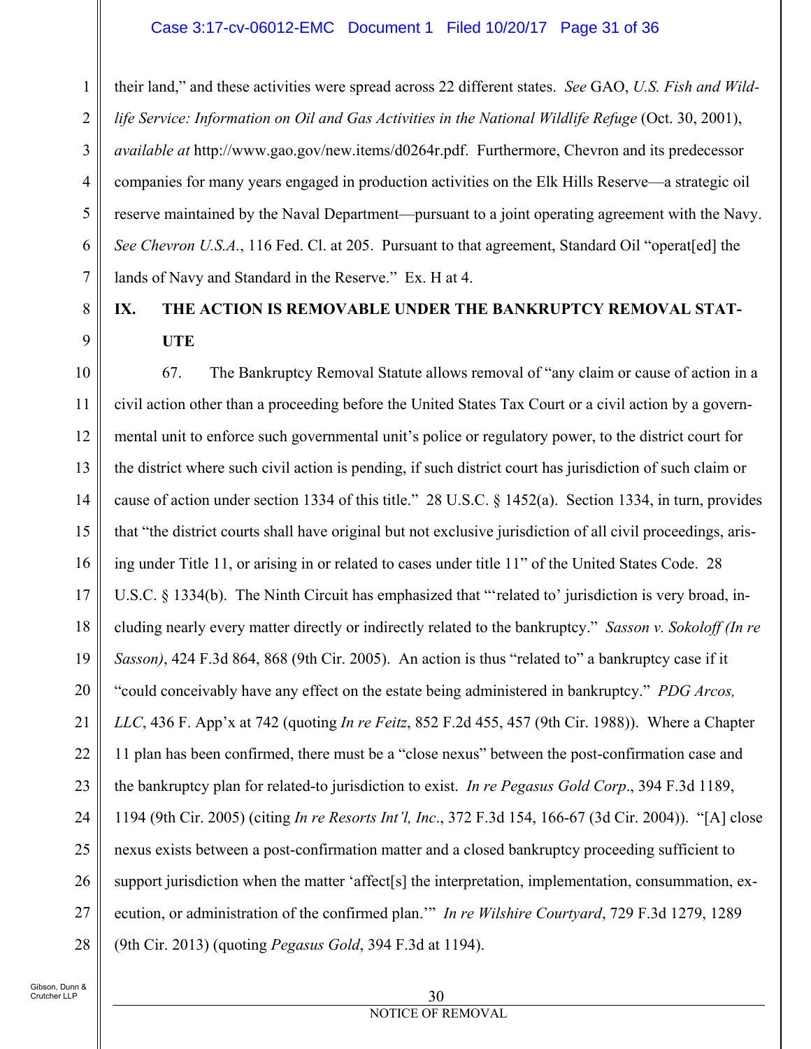their land," and these activities were spread across 22 different states. *See* GAO, *U.S. Fish and Wildlife Service: Information on Oil and Gas Activities in the National Wildlife Refuge* (Oct. 30, 2001), *available at* http://www.gao.gov/new.items/d0264r.pdf. Furthermore, Chevron and its predecessor companies for many years engaged in production activities on the Elk Hills Reserve—a strategic oil reserve maintained by the Naval Department—pursuant to a joint operating agreement with the Navy. *See Chevron U.S.A.*, 116 Fed. Cl. at 205. Pursuant to that agreement, Standard Oil "operat[ed] the lands of Navy and Standard in the Reserve." Ex. H at 4.

## IX. THE ACTION IS REMOVABLE UNDER THE BANKRUPTCY REMOVAL STATUTE

67. The Bankruptcy Removal Statute allows removal of "any claim or cause of action in a civil action other than a proceeding before the United States Tax Court or a civil action by a governmental unit to enforce such governmental unit's police or regulatory power, to the district court for the district where such civil action is pending, if such district court has jurisdiction of such claim or cause of action under section 1334 of this title." 28 U.S.C. § 1452(a). Section 1334, in turn, provides that "the district courts shall have original but not exclusive jurisdiction of all civil proceedings, arising under Title 11, or arising in or related to cases under title 11" of the United States Code. 28 U.S.C. § 1334(b). The Ninth Circuit has emphasized that "'related to' jurisdiction is very broad, including nearly every matter directly or indirectly related to the bankruptcy." *Sasson v. Sokoloff (In re Sasson)*, 424 F.3d 864, 868 (9th Cir. 2005). An action is thus "related to" a bankruptcy case if it "could conceivably have any effect on the estate being administered in bankruptcy." *PDG Arcos, LLC*, 436 F. App'x at 742 (quoting *In re Feitz*, 852 F.2d 455, 457 (9th Cir. 1988)). Where a Chapter 11 plan has been confirmed, there must be a "close nexus" between the post-confirmation case and the bankruptcy plan for related-to jurisdiction to exist. *In re Pegasus Gold Corp*., 394 F.3d 1189, 1194 (9th Cir. 2005) (citing *In re Resorts Int'l, Inc*., 372 F.3d 154, 166-67 (3d Cir. 2004)). "[A] close nexus exists between a post-confirmation matter and a closed bankruptcy proceeding sufficient to support jurisdiction when the matter 'affect[s] the interpretation, implementation, consummation, execution, or administration of the confirmed plan.'" *In re Wilshire Courtyard*, 729 F.3d 1279, 1289 (9th Cir. 2013) (quoting *Pegasus Gold*, 394 F.3d at 1194).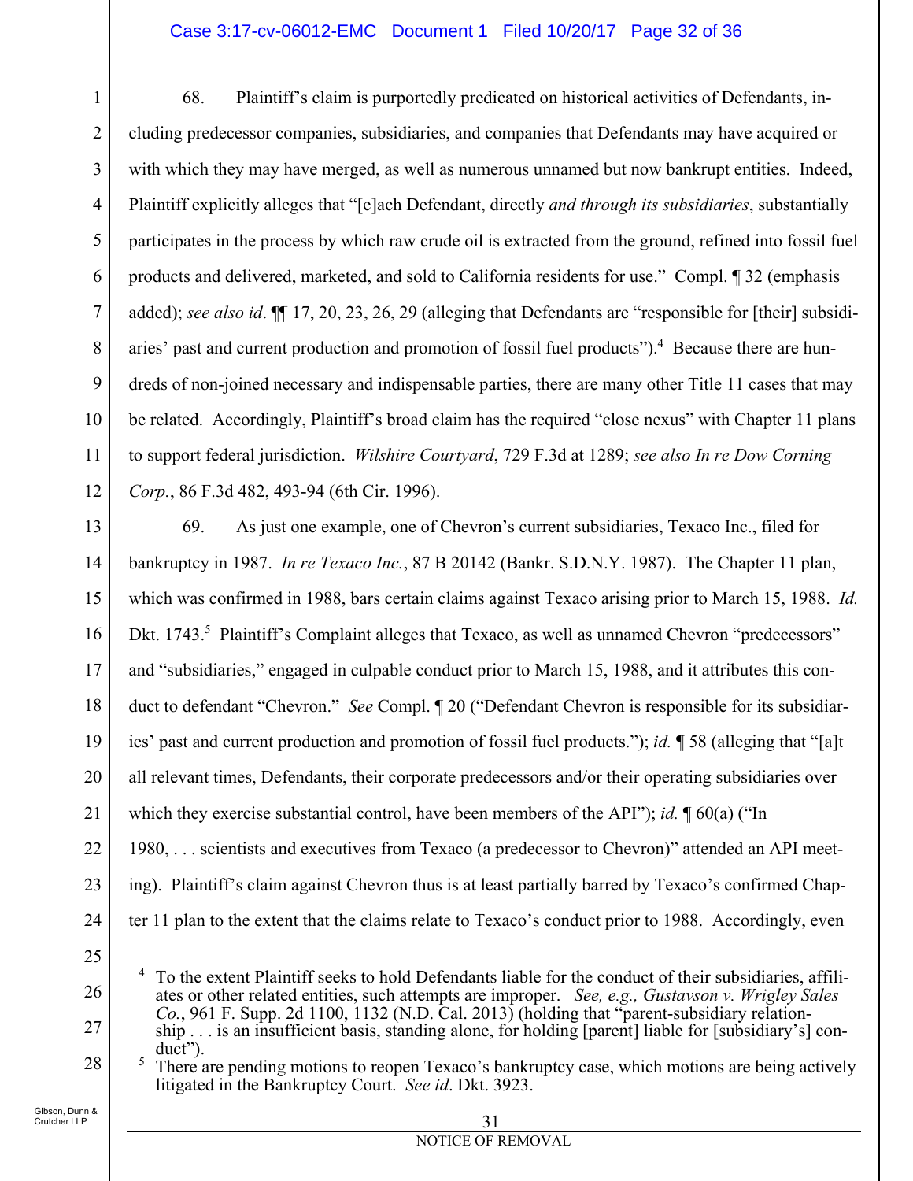68. Plaintiff's claim is purportedly predicated on historical activities of Defendants, including predecessor companies, subsidiaries, and companies that Defendants may have acquired or with which they may have merged, as well as numerous unnamed but now bankrupt entities. Indeed, Plaintiff explicitly alleges that "[e]ach Defendant, directly *and through its subsidiaries*, substantially participates in the process by which raw crude oil is extracted from the ground, refined into fossil fuel products and delivered, marketed, and sold to California residents for use." Compl. ¶ 32 (emphasis added); *see also id*. ¶¶ 17, 20, 23, 26, 29 (alleging that Defendants are "responsible for [their] subsidiaries' past and current production and promotion of fossil fuel products").[4] Because there are hundreds of non-joined necessary and indispensable parties, there are many other Title 11 cases that may be related. Accordingly, Plaintiff's broad claim has the required "close nexus" with Chapter 11 plans to support federal jurisdiction. *Wilshire Courtyard*, 729 F.3d at 1289; *see also In re Dow Corning Corp.*, 86 F.3d 482, 493-94 (6th Cir. 1996).

69. As just one example, one of Chevron's current subsidiaries, Texaco Inc., filed for bankruptcy in 1987. *In re Texaco Inc.*, 87 B 20142 (Bankr. S.D.N.Y. 1987). The Chapter 11 plan, which was confirmed in 1988, bars certain claims against Texaco arising prior to March 15, 1988. *Id.* Dkt. 1743.[5] Plaintiff's Complaint alleges that Texaco, as well as unnamed Chevron "predecessors" and "subsidiaries," engaged in culpable conduct prior to March 15, 1988, and it attributes this conduct to defendant "Chevron." *See* Compl. ¶ 20 ("Defendant Chevron is responsible for its subsidiaries' past and current production and promotion of fossil fuel products."); *id.* ¶ 58 (alleging that "[a]t all relevant times, Defendants, their corporate predecessors and/or their operating subsidiaries over which they exercise substantial control, have been members of the API"); *id.* ¶ 60(a) ("In 1980, . . . scientists and executives from Texaco (a predecessor to Chevron)" attended an API meeting). Plaintiff's claim against Chevron thus is at least partially barred by Texaco's confirmed Chapter 11 plan to the extent that the claims relate to Texaco's conduct prior to 1988. Accordingly, even

---

[4] To the extent Plaintiff seeks to hold Defendants liable for the conduct of their subsidiaries, affiliates or other related entities, such attempts are improper. *See, e.g., Gustavson v. Wrigley Sales Co.*, 961 F. Supp. 2d 1100, 1132 (N.D. Cal. 2013) (holding that "parent-subsidiary relationship . . . is an insufficient basis, standing alone, for holding [parent] liable for [subsidiary's] conduct").

[5] There are pending motions to reopen Texaco's bankruptcy case, which motions are being actively litigated in the Bankruptcy Court. *See id*. Dkt. 3923.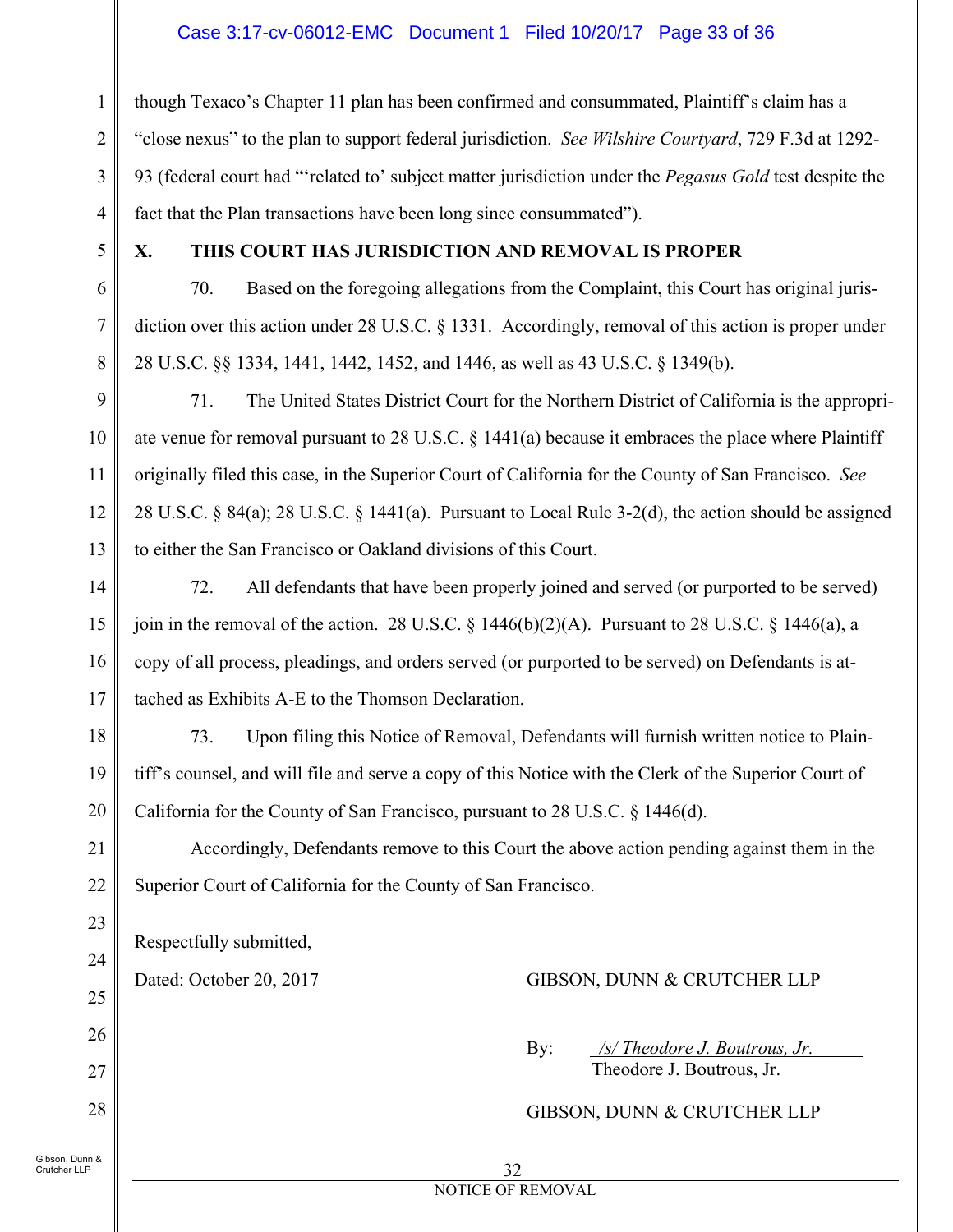though Texaco's Chapter 11 plan has been confirmed and consummated, Plaintiff's claim has a "close nexus" to the plan to support federal jurisdiction. *See Wilshire Courtyard*, 729 F.3d at 1292-93 (federal court had "'related to' subject matter jurisdiction under the *Pegasus Gold* test despite the fact that the Plan transactions have been long since consummated").

## X. THIS COURT HAS JURISDICTION AND REMOVAL IS PROPER

70. Based on the foregoing allegations from the Complaint, this Court has original jurisdiction over this action under 28 U.S.C. § 1331. Accordingly, removal of this action is proper under 28 U.S.C. §§ 1334, 1441, 1442, 1452, and 1446, as well as 43 U.S.C. § 1349(b).

71. The United States District Court for the Northern District of California is the appropriate venue for removal pursuant to 28 U.S.C. § 1441(a) because it embraces the place where Plaintiff originally filed this case, in the Superior Court of California for the County of San Francisco. *See* 28 U.S.C. § 84(a); 28 U.S.C. § 1441(a). Pursuant to Local Rule 3-2(d), the action should be assigned to either the San Francisco or Oakland divisions of this Court.

72. All defendants that have been properly joined and served (or purported to be served) join in the removal of the action. 28 U.S.C. § 1446(b)(2)(A). Pursuant to 28 U.S.C. § 1446(a), a copy of all process, pleadings, and orders served (or purported to be served) on Defendants is attached as Exhibits A-E to the Thomson Declaration.

73. Upon filing this Notice of Removal, Defendants will furnish written notice to Plaintiff's counsel, and will file and serve a copy of this Notice with the Clerk of the Superior Court of California for the County of San Francisco, pursuant to 28 U.S.C. § 1446(d).

Accordingly, Defendants remove to this Court the above action pending against them in the Superior Court of California for the County of San Francisco.

Respectfully submitted,

Dated: October 20, 2017

GIBSON, DUNN & CRUTCHER LLP

By: */s/ Theodore J. Boutrous, Jr.*
Theodore J. Boutrous, Jr.

GIBSON, DUNN & CRUTCHER LLP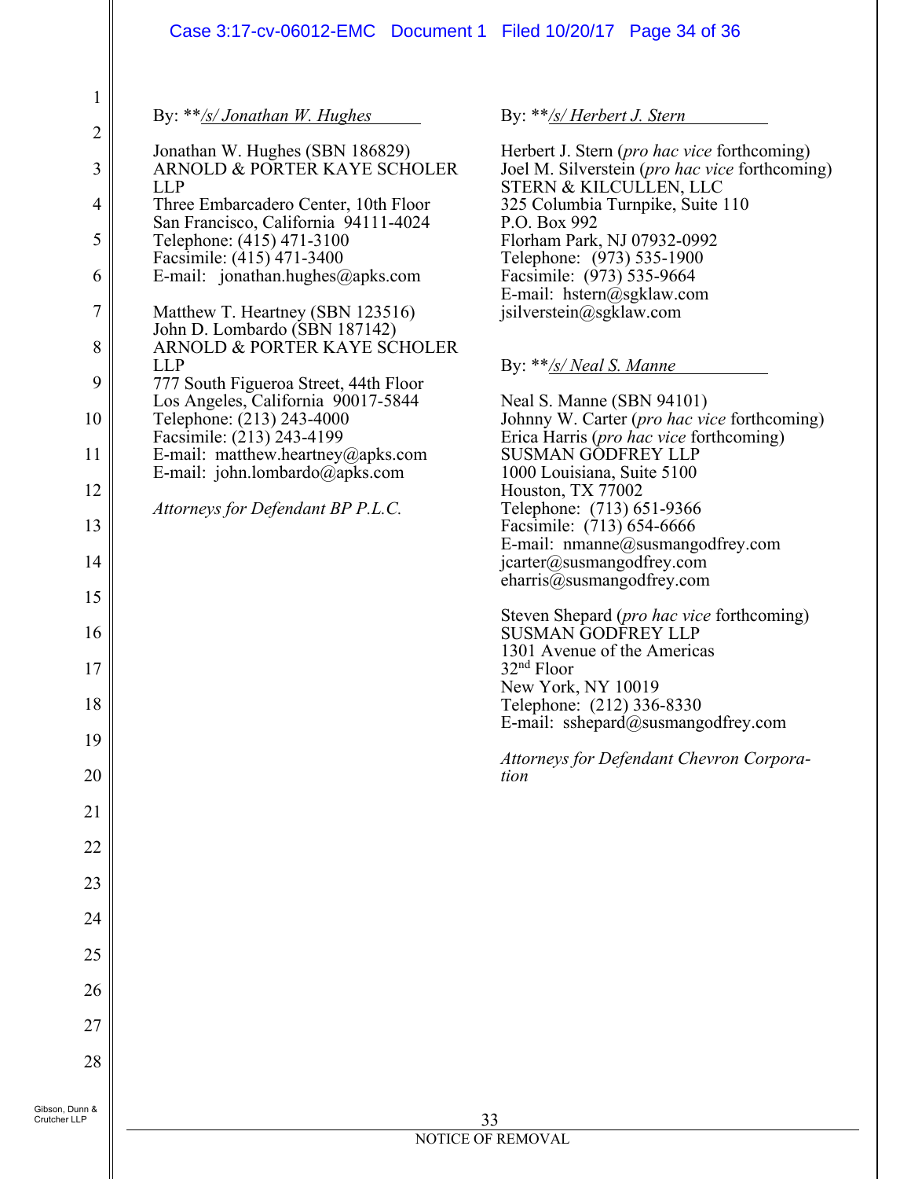By: \*\*/s/ Jonathan W. Hughes

Jonathan W. Hughes (SBN 186829)
ARNOLD & PORTER KAYE SCHOLER LLP
Three Embarcadero Center, 10th Floor
San Francisco, California 94111-4024
Telephone: (415) 471-3100
Facsimile: (415) 471-3400
E-mail: jonathan.hughes@apks.com

Matthew T. Heartney (SBN 123516)
John D. Lombardo (SBN 187142)
ARNOLD & PORTER KAYE SCHOLER LLP
777 South Figueroa Street, 44th Floor
Los Angeles, California 90017-5844
Telephone: (213) 243-4000
Facsimile: (213) 243-4199
E-mail: matthew.heartney@apks.com
E-mail: john.lombardo@apks.com

*Attorneys for Defendant BP P.L.C.*

By: \*\*/s/ Herbert J. Stern

Herbert J. Stern (*pro hac vice* forthcoming)
Joel M. Silverstein (*pro hac vice* forthcoming)
STERN & KILCULLEN, LLC
325 Columbia Turnpike, Suite 110
P.O. Box 992
Florham Park, NJ 07932-0992
Telephone: (973) 535-1900
Facsimile: (973) 535-9664
E-mail: hstern@sgklaw.com
jsilverstein@sgklaw.com

By: \*\*/s/ Neal S. Manne

Neal S. Manne (SBN 94101)
Johnny W. Carter (*pro hac vice* forthcoming)
Erica Harris (*pro hac vice* forthcoming)
SUSMAN GODFREY LLP
1000 Louisiana, Suite 5100
Houston, TX 77002
Telephone: (713) 651-9366
Facsimile: (713) 654-6666
E-mail: nmanne@susmangodfrey.com
jcarter@susmangodfrey.com
eharris@susmangodfrey.com

Steven Shepard (*pro hac vice* forthcoming)
SUSMAN GODFREY LLP
1301 Avenue of the Americas
32nd Floor
New York, NY 10019
Telephone: (212) 336-8330
E-mail: sshepard@susmangodfrey.com

*Attorneys for Defendant Chevron Corporation*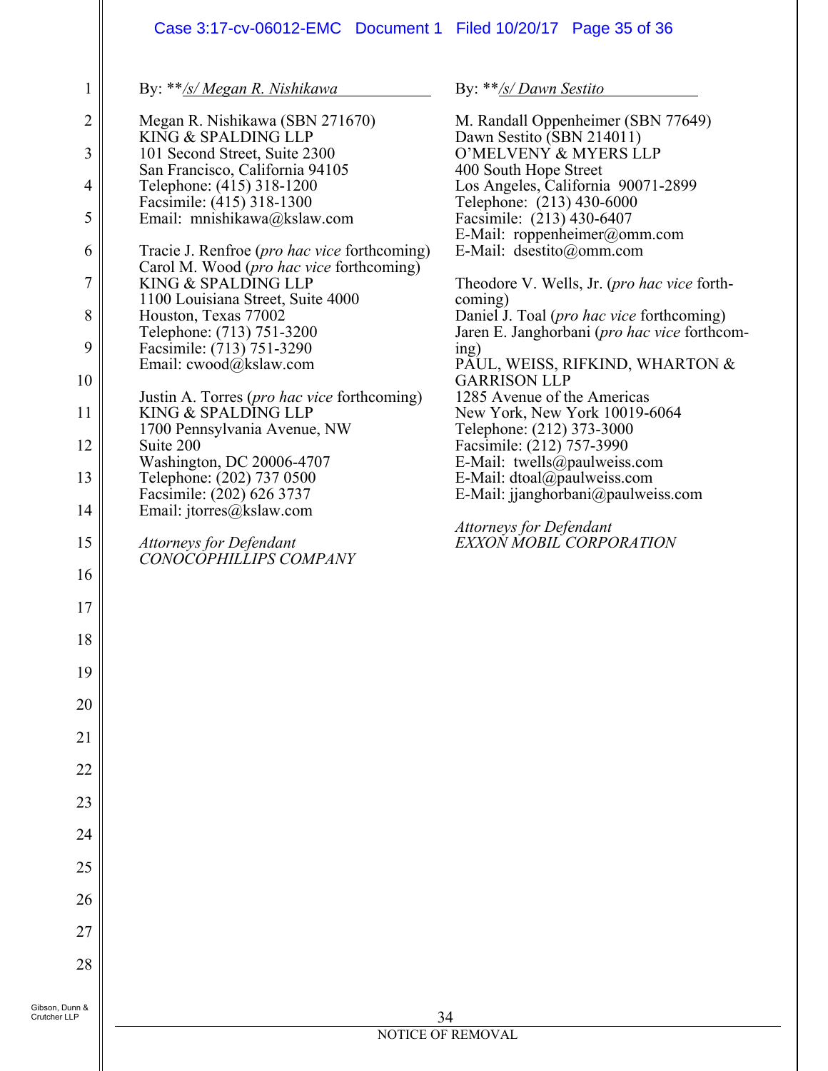By: \*\*/s/ Megan R. Nishikawa

Megan R. Nishikawa (SBN 271670)
KING & SPALDING LLP
101 Second Street, Suite 2300
San Francisco, California 94105
Telephone: (415) 318-1200
Facsimile: (415) 318-1300
Email: mnishikawa@kslaw.com

Tracie J. Renfroe (*pro hac vice* forthcoming)
Carol M. Wood (*pro hac vice* forthcoming)
KING & SPALDING LLP
1100 Louisiana Street, Suite 4000
Houston, Texas 77002
Telephone: (713) 751-3200
Facsimile: (713) 751-3290
Email: cwood@kslaw.com

Justin A. Torres (*pro hac vice* forthcoming)
KING & SPALDING LLP
1700 Pennsylvania Avenue, NW
Suite 200
Washington, DC 20006-4707
Telephone: (202) 737 0500
Facsimile: (202) 626 3737
Email: jtorres@kslaw.com

*Attorneys for Defendant*
*CONOCOPHILLIPS COMPANY*

By: \*\*/s/ Dawn Sestito

M. Randall Oppenheimer (SBN 77649)
Dawn Sestito (SBN 214011)
O'MELVENY & MYERS LLP
400 South Hope Street
Los Angeles, California 90071-2899
Telephone: (213) 430-6000
Facsimile: (213) 430-6407
E-Mail: roppenheimer@omm.com
E-Mail: dsestito@omm.com

Theodore V. Wells, Jr. (*pro hac vice* forthcoming)
Daniel J. Toal (*pro hac vice* forthcoming)
Jaren E. Janghorbani (*pro hac vice* forthcoming)
PAUL, WEISS, RIFKIND, WHARTON & GARRISON LLP
1285 Avenue of the Americas
New York, New York 10019-6064
Telephone: (212) 373-3000
Facsimile: (212) 757-3990
E-Mail: twells@paulweiss.com
E-Mail: dtoal@paulweiss.com
E-Mail: jjanghorbani@paulweiss.com

*Attorneys for Defendant*
*EXXON MOBIL CORPORATION*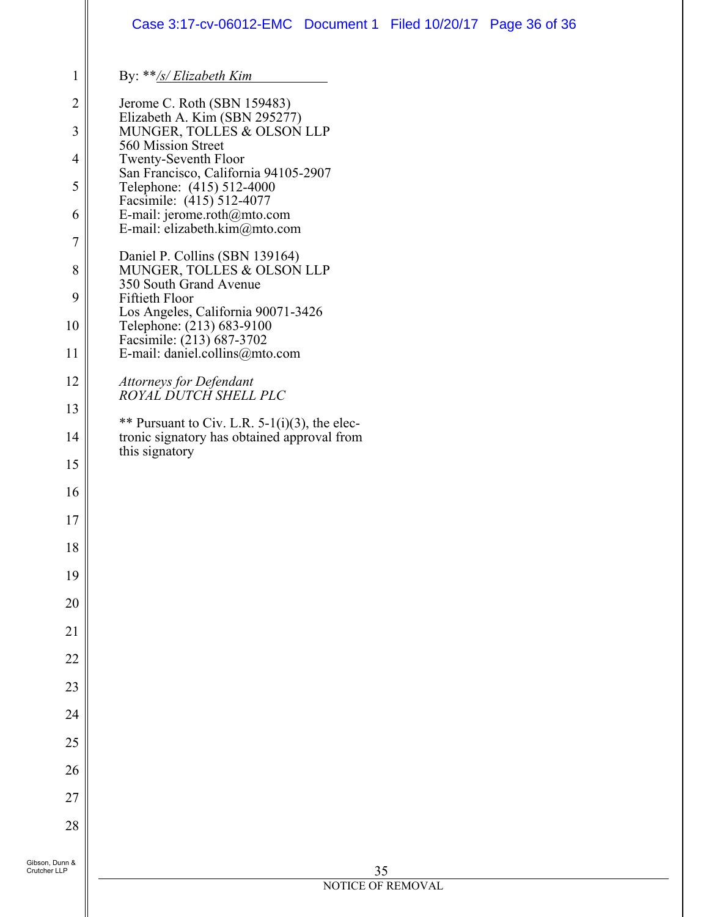By: ***/s/ Elizabeth Kim*

Jerome C. Roth (SBN 159483)
Elizabeth A. Kim (SBN 295277)
MUNGER, TOLLES & OLSON LLP
560 Mission Street
Twenty-Seventh Floor
San Francisco, California 94105-2907
Telephone: (415) 512-4000
Facsimile: (415) 512-4077
E-mail: jerome.roth@mto.com
E-mail: elizabeth.kim@mto.com

Daniel P. Collins (SBN 139164)
MUNGER, TOLLES & OLSON LLP
350 South Grand Avenue
Fiftieth Floor
Los Angeles, California 90071-3426
Telephone: (213) 683-9100
Facsimile: (213) 687-3702
E-mail: daniel.collins@mto.com

*Attorneys for Defendant*
*ROYAL DUTCH SHELL PLC*

** Pursuant to Civ. L.R. 5-1(i)(3), the electronic signatory has obtained approval from this signatory